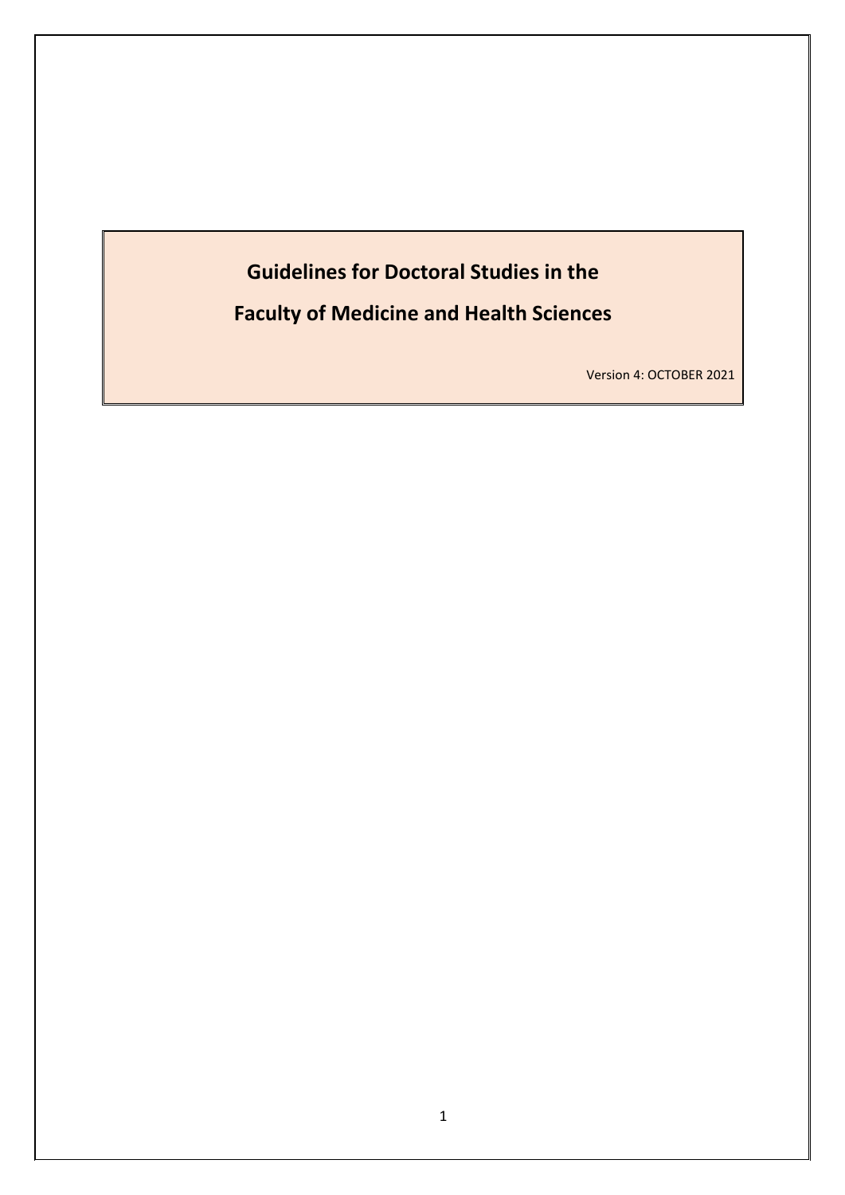# Guidelines for Doctoral Studies in the Faculty of Medicine and Health Sciences

Version 4: OCTOBER 2021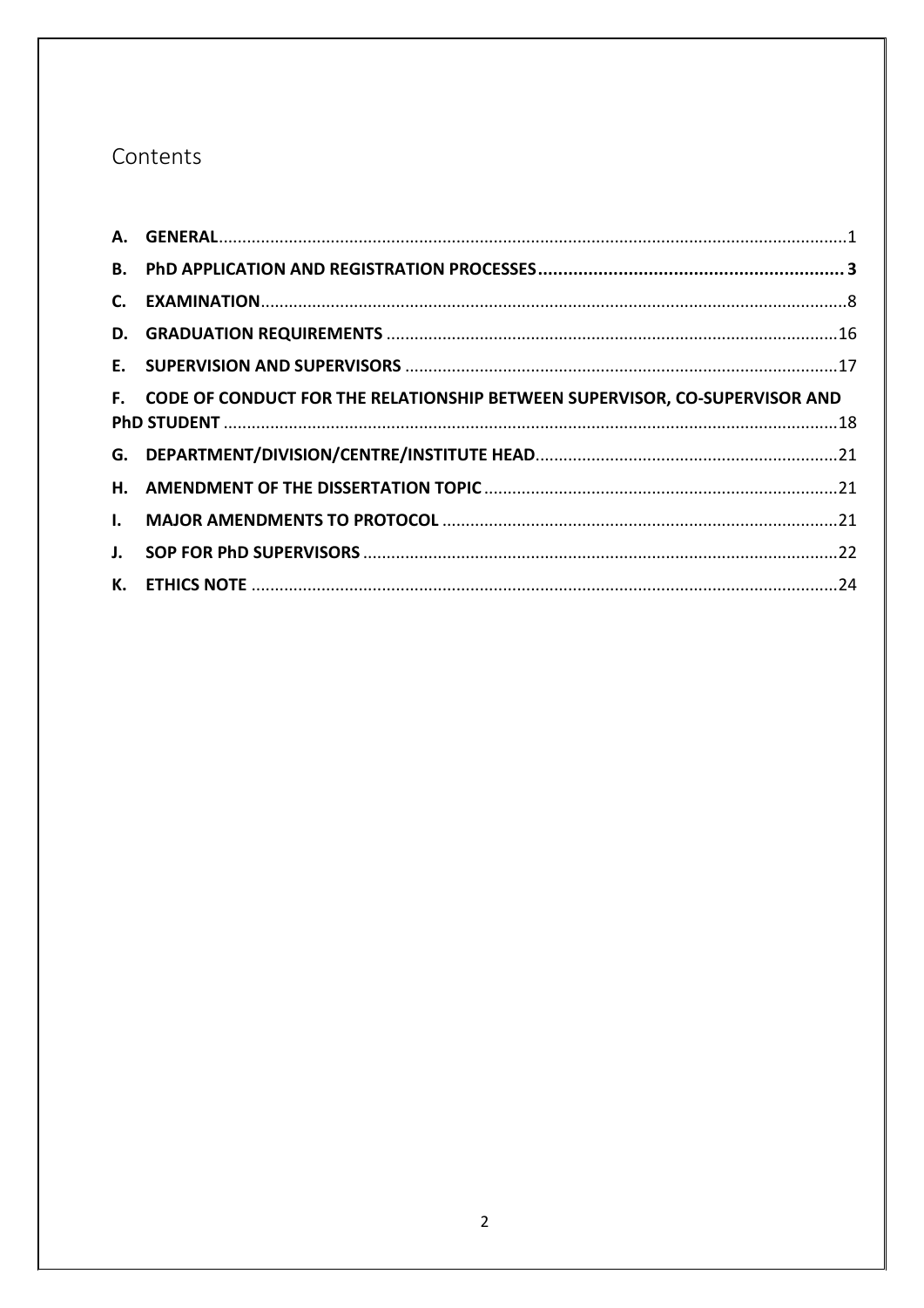# Contents

**A. GENERAL** ............ 1

**B. PhD APPLICATION AND REGISTRATION PROCESSES** ............ 3

**C. EXAMINATION** ............ 8

**D. GRADUATION REQUIREMENTS** ............ 16

**E. SUPERVISION AND SUPERVISORS** ............ 17

**F. CODE OF CONDUCT FOR THE RELATIONSHIP BETWEEN SUPERVISOR, CO-SUPERVISOR AND PhD STUDENT** ............ 18

**G. DEPARTMENT/DIVISION/CENTRE/INSTITUTE HEAD** ............ 21

**H. AMENDMENT OF THE DISSERTATION TOPIC** ............ 21

**I. MAJOR AMENDMENTS TO PROTOCOL** ............ 21

**J. SOP FOR PhD SUPERVISORS** ............ 22

**K. ETHICS NOTE** ............ 24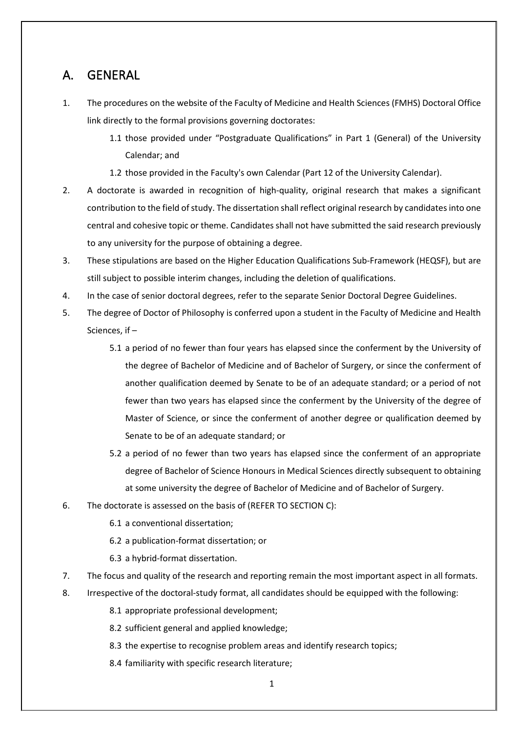## A. GENERAL

1. The procedures on the website of the Faculty of Medicine and Health Sciences (FMHS) Doctoral Office link directly to the formal provisions governing doctorates:
    1.1 those provided under "Postgraduate Qualifications" in Part 1 (General) of the University Calendar; and
    1.2 those provided in the Faculty's own Calendar (Part 12 of the University Calendar).
2. A doctorate is awarded in recognition of high-quality, original research that makes a significant contribution to the field of study. The dissertation shall reflect original research by candidates into one central and cohesive topic or theme. Candidates shall not have submitted the said research previously to any university for the purpose of obtaining a degree.
3. These stipulations are based on the Higher Education Qualifications Sub-Framework (HEQSF), but are still subject to possible interim changes, including the deletion of qualifications.
4. In the case of senior doctoral degrees, refer to the separate Senior Doctoral Degree Guidelines.
5. The degree of Doctor of Philosophy is conferred upon a student in the Faculty of Medicine and Health Sciences, if –
    5.1 a period of no fewer than four years has elapsed since the conferment by the University of the degree of Bachelor of Medicine and of Bachelor of Surgery, or since the conferment of another qualification deemed by Senate to be of an adequate standard; or a period of not fewer than two years has elapsed since the conferment by the University of the degree of Master of Science, or since the conferment of another degree or qualification deemed by Senate to be of an adequate standard; or
    5.2 a period of no fewer than two years has elapsed since the conferment of an appropriate degree of Bachelor of Science Honours in Medical Sciences directly subsequent to obtaining at some university the degree of Bachelor of Medicine and of Bachelor of Surgery.
6. The doctorate is assessed on the basis of (REFER TO SECTION C):
    6.1 a conventional dissertation;
    6.2 a publication-format dissertation; or
    6.3 a hybrid-format dissertation.
7. The focus and quality of the research and reporting remain the most important aspect in all formats.
8. Irrespective of the doctoral-study format, all candidates should be equipped with the following:
    8.1 appropriate professional development;
    8.2 sufficient general and applied knowledge;
    8.3 the expertise to recognise problem areas and identify research topics;
    8.4 familiarity with specific research literature;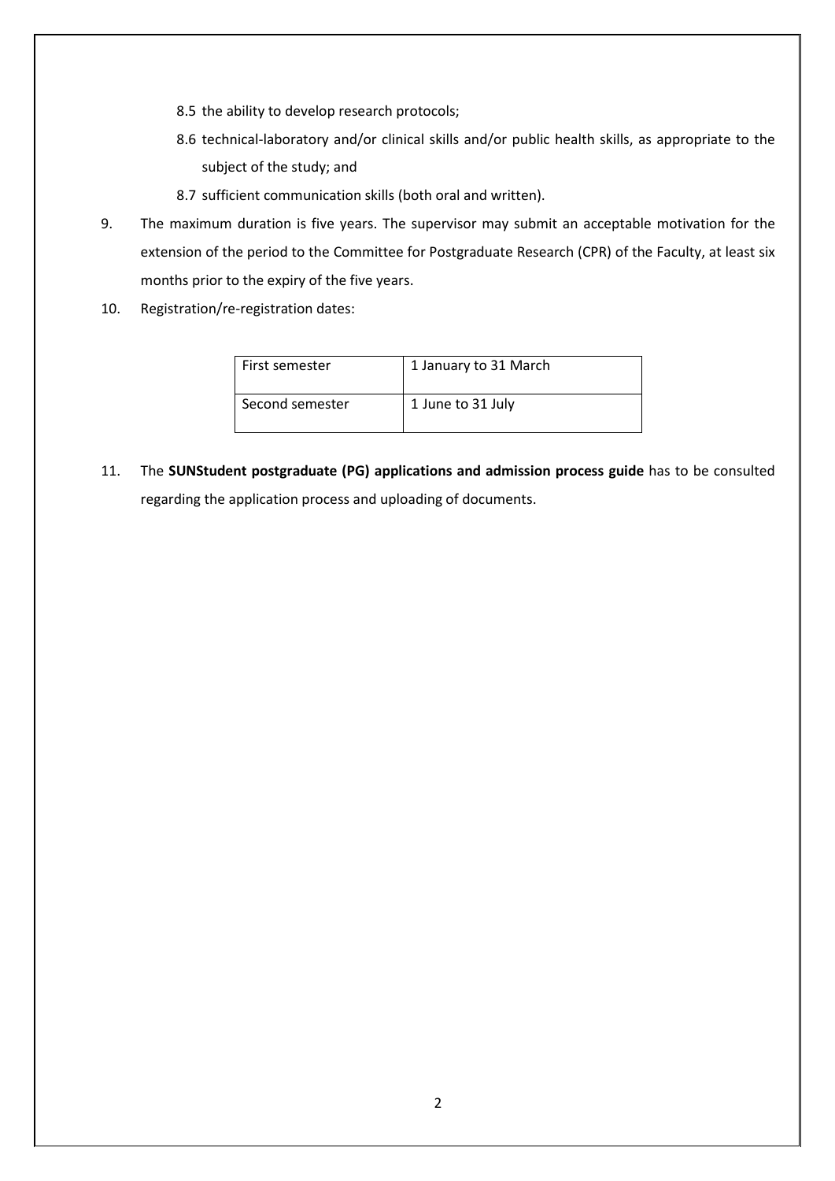8.5 the ability to develop research protocols;

8.6 technical-laboratory and/or clinical skills and/or public health skills, as appropriate to the subject of the study; and

8.7 sufficient communication skills (both oral and written).

9. The maximum duration is five years. The supervisor may submit an acceptable motivation for the extension of the period to the Committee for Postgraduate Research (CPR) of the Faculty, at least six months prior to the expiry of the five years.

10. Registration/re-registration dates:

| | |
|---|---|
| First semester | 1 January to 31 March |
| Second semester | 1 June to 31 July |

11. The **SUNStudent postgraduate (PG) applications and admission process guide** has to be consulted regarding the application process and uploading of documents.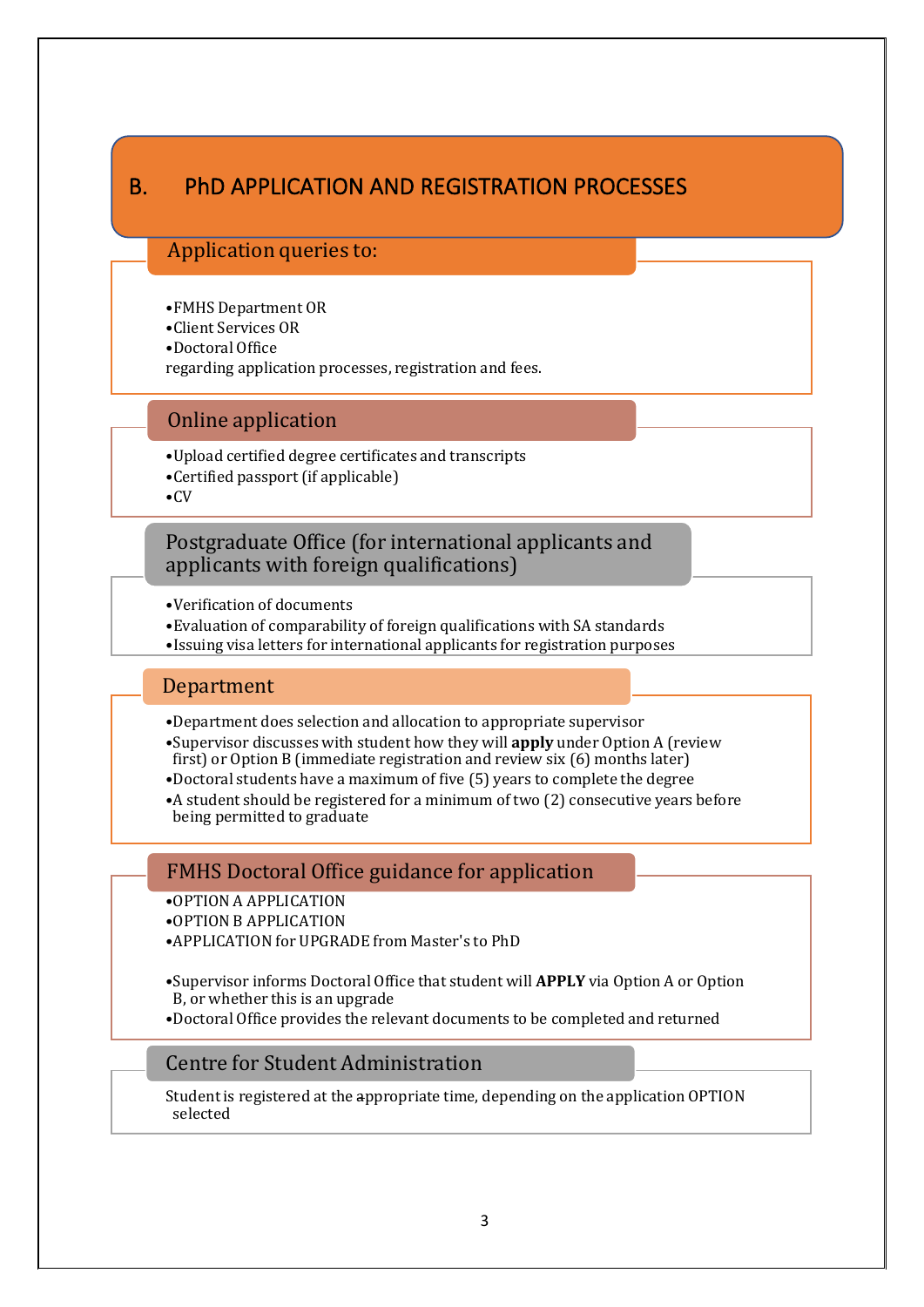## B. PhD APPLICATION AND REGISTRATION PROCESSES

### Application queries to:

- FMHS Department OR
- Client Services OR
- Doctoral Office

regarding application processes, registration and fees.

### Online application

- Upload certified degree certificates and transcripts
- Certified passport (if applicable)
- CV

### Postgraduate Office (for international applicants and applicants with foreign qualifications)

- Verification of documents
- Evaluation of comparability of foreign qualifications with SA standards
- Issuing visa letters for international applicants for registration purposes

### Department

- Department does selection and allocation to appropriate supervisor
- Supervisor discusses with student how they will **apply** under Option A (review first) or Option B (immediate registration and review six (6) months later)
- Doctoral students have a maximum of five (5) years to complete the degree
- A student should be registered for a minimum of two (2) consecutive years before being permitted to graduate

### FMHS Doctoral Office guidance for application

- OPTION A APPLICATION
- OPTION B APPLICATION
- APPLICATION for UPGRADE from Master's to PhD

- Supervisor informs Doctoral Office that student will **APPLY** via Option A or Option B, or whether this is an upgrade
- Doctoral Office provides the relevant documents to be completed and returned

### Centre for Student Administration

Student is registered at the appropriate time, depending on the application OPTION selected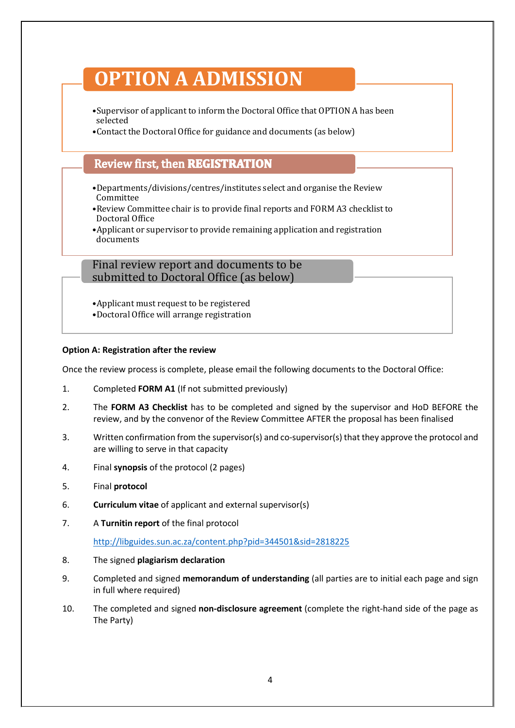# OPTION A ADMISSION

- Supervisor of applicant to inform the Doctoral Office that OPTION A has been selected
- Contact the Doctoral Office for guidance and documents (as below)

## Review first, then REGISTRATION

- Departments/divisions/centres/institutes select and organise the Review Committee
- Review Committee chair is to provide final reports and FORM A3 checklist to Doctoral Office
- Applicant or supervisor to provide remaining application and registration documents

## Final review report and documents to be submitted to Doctoral Office (as below)

- Applicant must request to be registered
- Doctoral Office will arrange registration

**Option A: Registration after the review**

Once the review process is complete, please email the following documents to the Doctoral Office:

1. Completed **FORM A1** (If not submitted previously)
2. The **FORM A3 Checklist** has to be completed and signed by the supervisor and HoD BEFORE the review, and by the convenor of the Review Committee AFTER the proposal has been finalised
3. Written confirmation from the supervisor(s) and co-supervisor(s) that they approve the protocol and are willing to serve in that capacity
4. Final **synopsis** of the protocol (2 pages)
5. Final **protocol**
6. **Curriculum vitae** of applicant and external supervisor(s)
7. A **Turnitin report** of the final protocol

   http://libguides.sun.ac.za/content.php?pid=344501&sid=2818225
8. The signed **plagiarism declaration**
9. Completed and signed **memorandum of understanding** (all parties are to initial each page and sign in full where required)
10. The completed and signed **non-disclosure agreement** (complete the right-hand side of the page as The Party)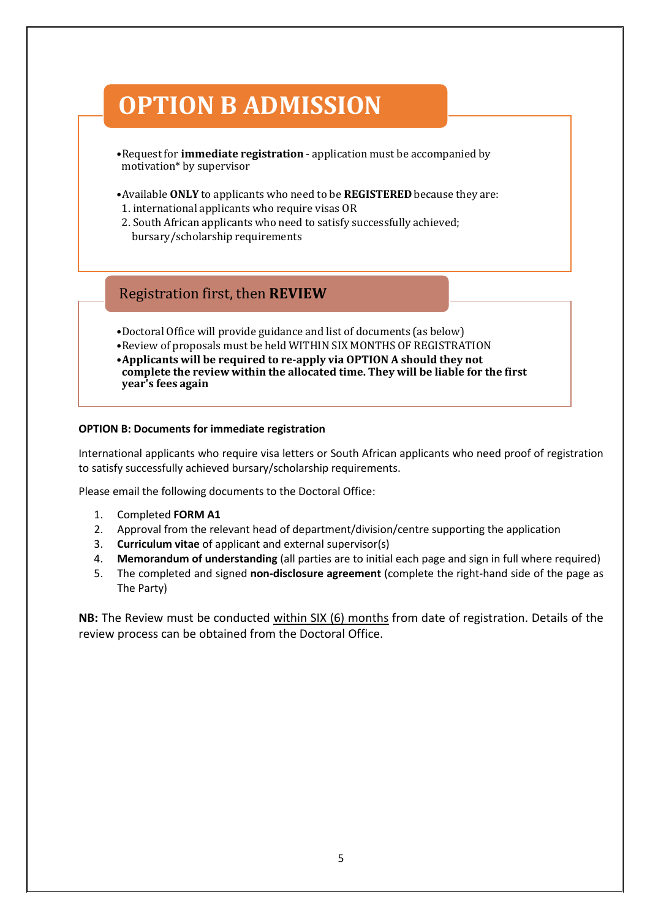# OPTION B ADMISSION

- Request for **immediate registration** - application must be accompanied by motivation* by supervisor
- Available **ONLY** to applicants who need to be **REGISTERED** because they are:
  1. international applicants who require visas OR
  2. South African applicants who need to satisfy successfully achieved; bursary/scholarship requirements

## Registration first, then **REVIEW**

- Doctoral Office will provide guidance and list of documents (as below)
- Review of proposals must be held WITHIN SIX MONTHS OF REGISTRATION
- **Applicants will be required to re-apply via OPTION A should they not complete the review within the allocated time. They will be liable for the first year's fees again**

**OPTION B: Documents for immediate registration**

International applicants who require visa letters or South African applicants who need proof of registration to satisfy successfully achieved bursary/scholarship requirements.

Please email the following documents to the Doctoral Office:

1. Completed **FORM A1**
2. Approval from the relevant head of department/division/centre supporting the application
3. **Curriculum vitae** of applicant and external supervisor(s)
4. **Memorandum of understanding** (all parties are to initial each page and sign in full where required)
5. The completed and signed **non-disclosure agreement** (complete the right-hand side of the page as The Party)

**NB:** The Review must be conducted within SIX (6) months from date of registration. Details of the review process can be obtained from the Doctoral Office.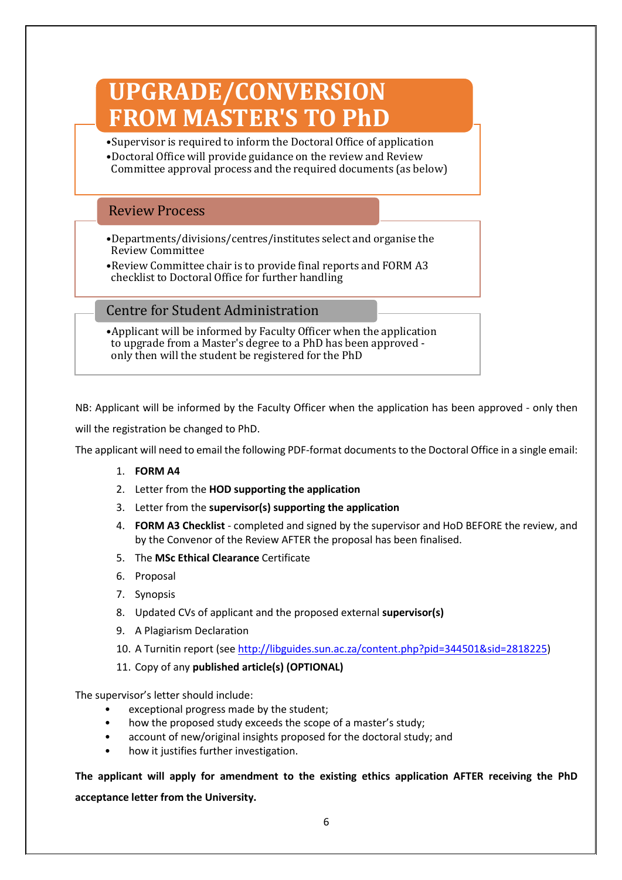# UPGRADE/CONVERSION FROM MASTER'S TO PhD

- Supervisor is required to inform the Doctoral Office of application
- Doctoral Office will provide guidance on the review and Review Committee approval process and the required documents (as below)

## Review Process

- Departments/divisions/centres/institutes select and organise the Review Committee
- Review Committee chair is to provide final reports and FORM A3 checklist to Doctoral Office for further handling

## Centre for Student Administration

- Applicant will be informed by Faculty Officer when the application to upgrade from a Master's degree to a PhD has been approved - only then will the student be registered for the PhD

NB: Applicant will be informed by the Faculty Officer when the application has been approved - only then will the registration be changed to PhD.

The applicant will need to email the following PDF-format documents to the Doctoral Office in a single email:

1. **FORM A4**
2. Letter from the **HOD supporting the application**
3. Letter from the **supervisor(s) supporting the application**
4. **FORM A3 Checklist** - completed and signed by the supervisor and HoD BEFORE the review, and by the Convenor of the Review AFTER the proposal has been finalised.
5. The **MSc Ethical Clearance** Certificate
6. Proposal
7. Synopsis
8. Updated CVs of applicant and the proposed external **supervisor(s)**
9. A Plagiarism Declaration
10. A Turnitin report (see http://libguides.sun.ac.za/content.php?pid=344501&sid=2818225)
11. Copy of any **published article(s) (OPTIONAL)**

The supervisor's letter should include:

- exceptional progress made by the student;
- how the proposed study exceeds the scope of a master's study;
- account of new/original insights proposed for the doctoral study; and
- how it justifies further investigation.

**The applicant will apply for amendment to the existing ethics application AFTER receiving the PhD acceptance letter from the University.**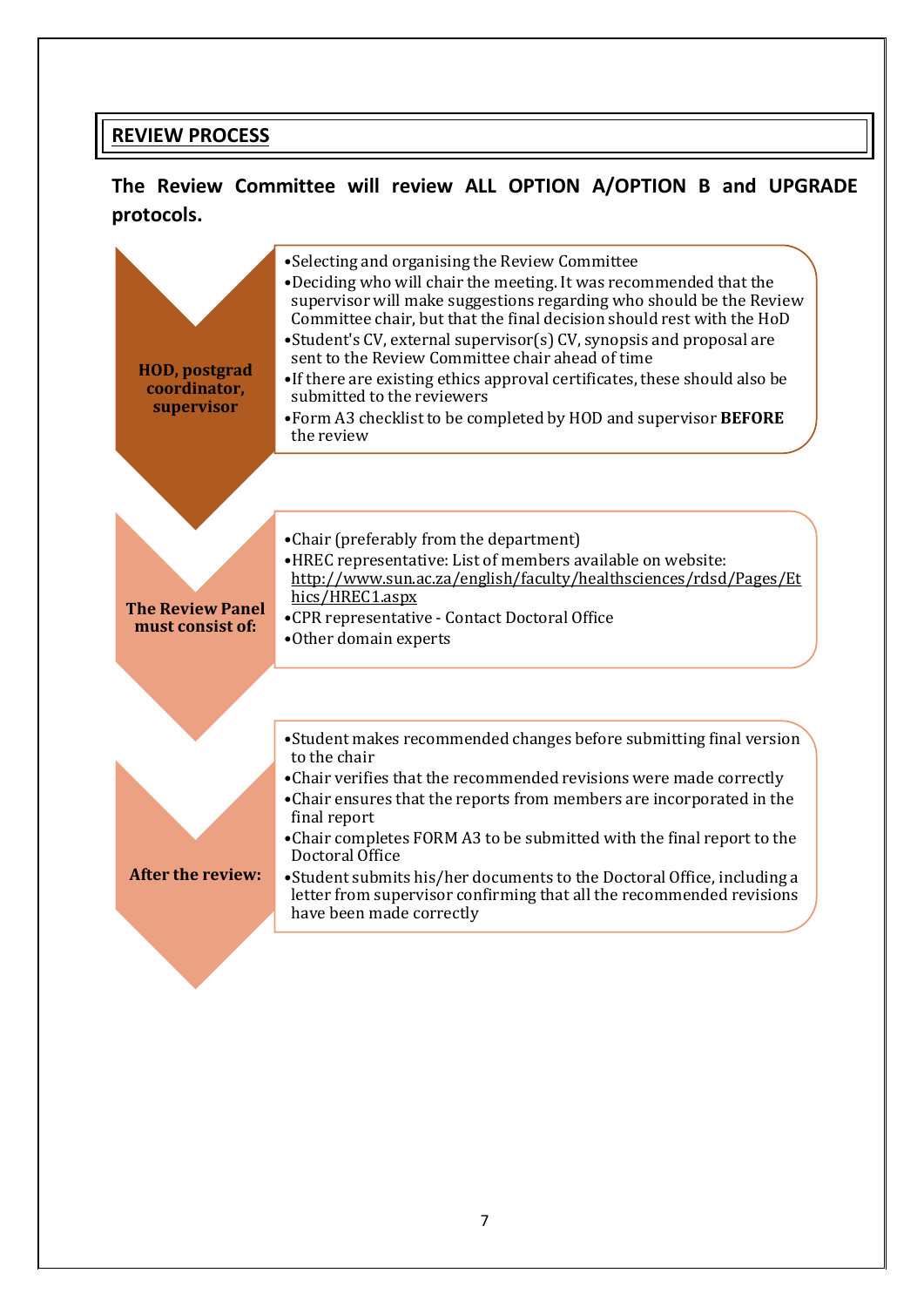## REVIEW PROCESS

**The Review Committee will review ALL OPTION A/OPTION B and UPGRADE protocols.**

**HOD, postgrad coordinator, supervisor**

- Selecting and organising the Review Committee
- Deciding who will chair the meeting. It was recommended that the supervisor will make suggestions regarding who should be the Review Committee chair, but that the final decision should rest with the HoD
- Student's CV, external supervisor(s) CV, synopsis and proposal are sent to the Review Committee chair ahead of time
- If there are existing ethics approval certificates, these should also be submitted to the reviewers
- Form A3 checklist to be completed by HOD and supervisor **BEFORE** the review

**The Review Panel must consist of:**

- Chair (preferably from the department)
- HREC representative: List of members available on website: http://www.sun.ac.za/english/faculty/healthsciences/rdsd/Pages/Ethics/HREC1.aspx
- CPR representative - Contact Doctoral Office
- Other domain experts

**After the review:**

- Student makes recommended changes before submitting final version to the chair
- Chair verifies that the recommended revisions were made correctly
- Chair ensures that the reports from members are incorporated in the final report
- Chair completes FORM A3 to be submitted with the final report to the Doctoral Office
- Student submits his/her documents to the Doctoral Office, including a letter from supervisor confirming that all the recommended revisions have been made correctly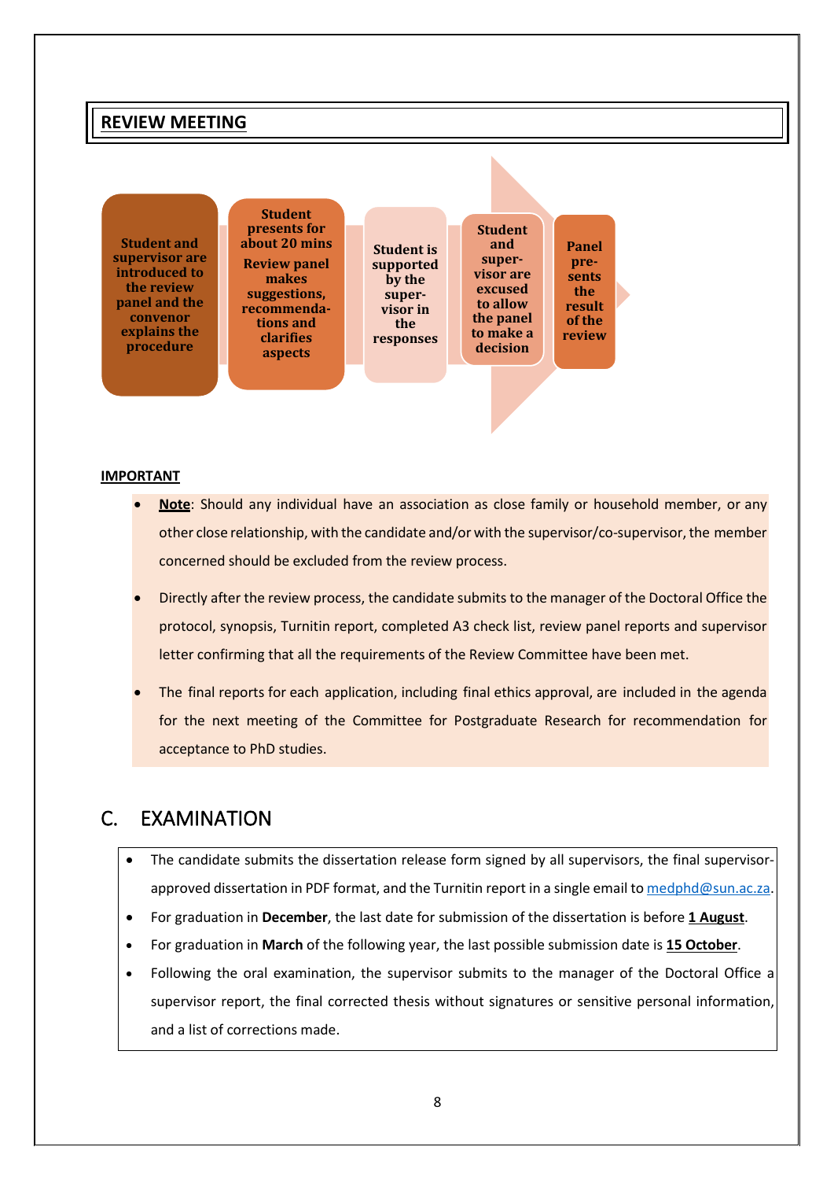## REVIEW MEETING

Student and supervisor are introduced to the review panel and the convenor explains the procedure

Student presents for about 20 mins

Review panel makes suggestions, recommendations and clarifies aspects

Student is supported by the supervisor in the responses

Student and supervisor are excused to allow the panel to make a decision

Panel presents the result of the review

**IMPORTANT**

- **Note**: Should any individual have an association as close family or household member, or any other close relationship, with the candidate and/or with the supervisor/co-supervisor, the member concerned should be excluded from the review process.
- Directly after the review process, the candidate submits to the manager of the Doctoral Office the protocol, synopsis, Turnitin report, completed A3 check list, review panel reports and supervisor letter confirming that all the requirements of the Review Committee have been met.
- The final reports for each application, including final ethics approval, are included in the agenda for the next meeting of the Committee for Postgraduate Research for recommendation for acceptance to PhD studies.

# C. EXAMINATION

- The candidate submits the dissertation release form signed by all supervisors, the final supervisor-approved dissertation in PDF format, and the Turnitin report in a single email to medphd@sun.ac.za.
- For graduation in **December**, the last date for submission of the dissertation is before **1 August**.
- For graduation in **March** of the following year, the last possible submission date is **15 October**.
- Following the oral examination, the supervisor submits to the manager of the Doctoral Office a supervisor report, the final corrected thesis without signatures or sensitive personal information, and a list of corrections made.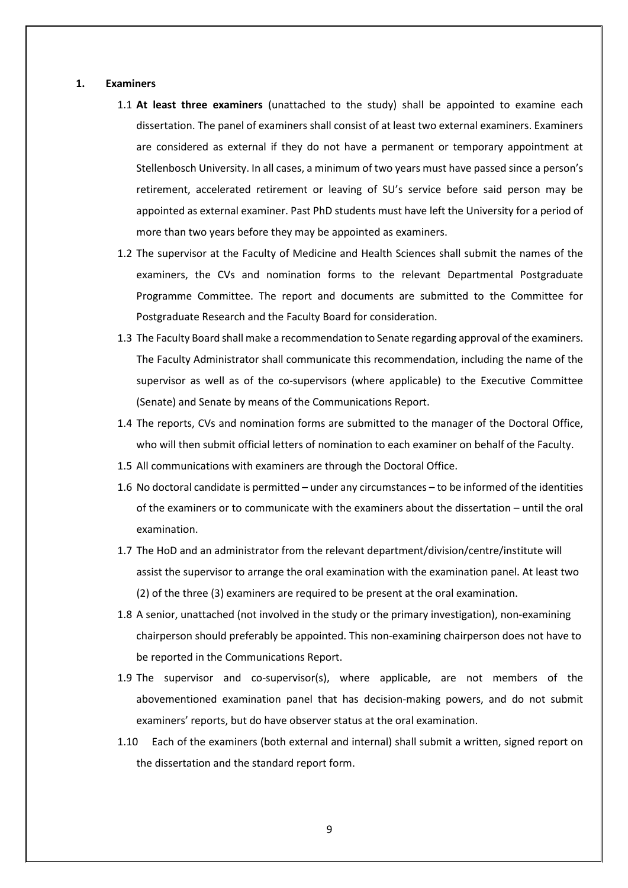## 1. Examiners

1.1 **At least three examiners** (unattached to the study) shall be appointed to examine each dissertation. The panel of examiners shall consist of at least two external examiners. Examiners are considered as external if they do not have a permanent or temporary appointment at Stellenbosch University. In all cases, a minimum of two years must have passed since a person's retirement, accelerated retirement or leaving of SU's service before said person may be appointed as external examiner. Past PhD students must have left the University for a period of more than two years before they may be appointed as examiners.

1.2 The supervisor at the Faculty of Medicine and Health Sciences shall submit the names of the examiners, the CVs and nomination forms to the relevant Departmental Postgraduate Programme Committee. The report and documents are submitted to the Committee for Postgraduate Research and the Faculty Board for consideration.

1.3 The Faculty Board shall make a recommendation to Senate regarding approval of the examiners. The Faculty Administrator shall communicate this recommendation, including the name of the supervisor as well as of the co-supervisors (where applicable) to the Executive Committee (Senate) and Senate by means of the Communications Report.

1.4 The reports, CVs and nomination forms are submitted to the manager of the Doctoral Office, who will then submit official letters of nomination to each examiner on behalf of the Faculty.

1.5 All communications with examiners are through the Doctoral Office.

1.6 No doctoral candidate is permitted – under any circumstances – to be informed of the identities of the examiners or to communicate with the examiners about the dissertation – until the oral examination.

1.7 The HoD and an administrator from the relevant department/division/centre/institute will assist the supervisor to arrange the oral examination with the examination panel. At least two (2) of the three (3) examiners are required to be present at the oral examination.

1.8 A senior, unattached (not involved in the study or the primary investigation), non-examining chairperson should preferably be appointed. This non-examining chairperson does not have to be reported in the Communications Report.

1.9 The supervisor and co-supervisor(s), where applicable, are not members of the abovementioned examination panel that has decision-making powers, and do not submit examiners' reports, but do have observer status at the oral examination.

1.10 Each of the examiners (both external and internal) shall submit a written, signed report on the dissertation and the standard report form.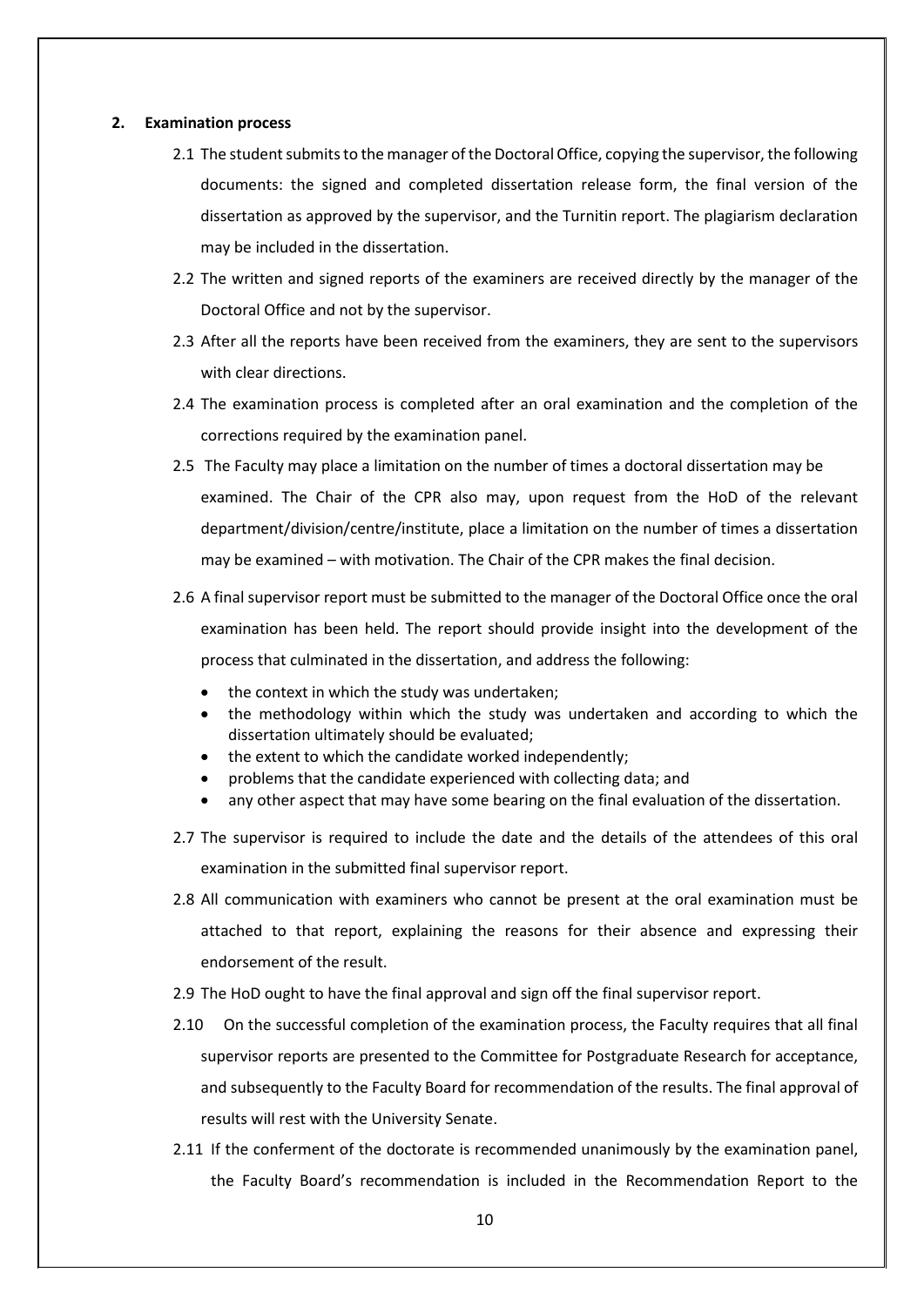## 2. Examination process

2.1 The student submits to the manager of the Doctoral Office, copying the supervisor, the following documents: the signed and completed dissertation release form, the final version of the dissertation as approved by the supervisor, and the Turnitin report. The plagiarism declaration may be included in the dissertation.

2.2 The written and signed reports of the examiners are received directly by the manager of the Doctoral Office and not by the supervisor.

2.3 After all the reports have been received from the examiners, they are sent to the supervisors with clear directions.

2.4 The examination process is completed after an oral examination and the completion of the corrections required by the examination panel.

2.5 The Faculty may place a limitation on the number of times a doctoral dissertation may be examined. The Chair of the CPR also may, upon request from the HoD of the relevant department/division/centre/institute, place a limitation on the number of times a dissertation may be examined – with motivation. The Chair of the CPR makes the final decision.

2.6 A final supervisor report must be submitted to the manager of the Doctoral Office once the oral examination has been held. The report should provide insight into the development of the process that culminated in the dissertation, and address the following:

- the context in which the study was undertaken;
- the methodology within which the study was undertaken and according to which the dissertation ultimately should be evaluated;
- the extent to which the candidate worked independently;
- problems that the candidate experienced with collecting data; and
- any other aspect that may have some bearing on the final evaluation of the dissertation.

2.7 The supervisor is required to include the date and the details of the attendees of this oral examination in the submitted final supervisor report.

2.8 All communication with examiners who cannot be present at the oral examination must be attached to that report, explaining the reasons for their absence and expressing their endorsement of the result.

2.9 The HoD ought to have the final approval and sign off the final supervisor report.

2.10 On the successful completion of the examination process, the Faculty requires that all final supervisor reports are presented to the Committee for Postgraduate Research for acceptance, and subsequently to the Faculty Board for recommendation of the results. The final approval of results will rest with the University Senate.

2.11 If the conferment of the doctorate is recommended unanimously by the examination panel, the Faculty Board's recommendation is included in the Recommendation Report to the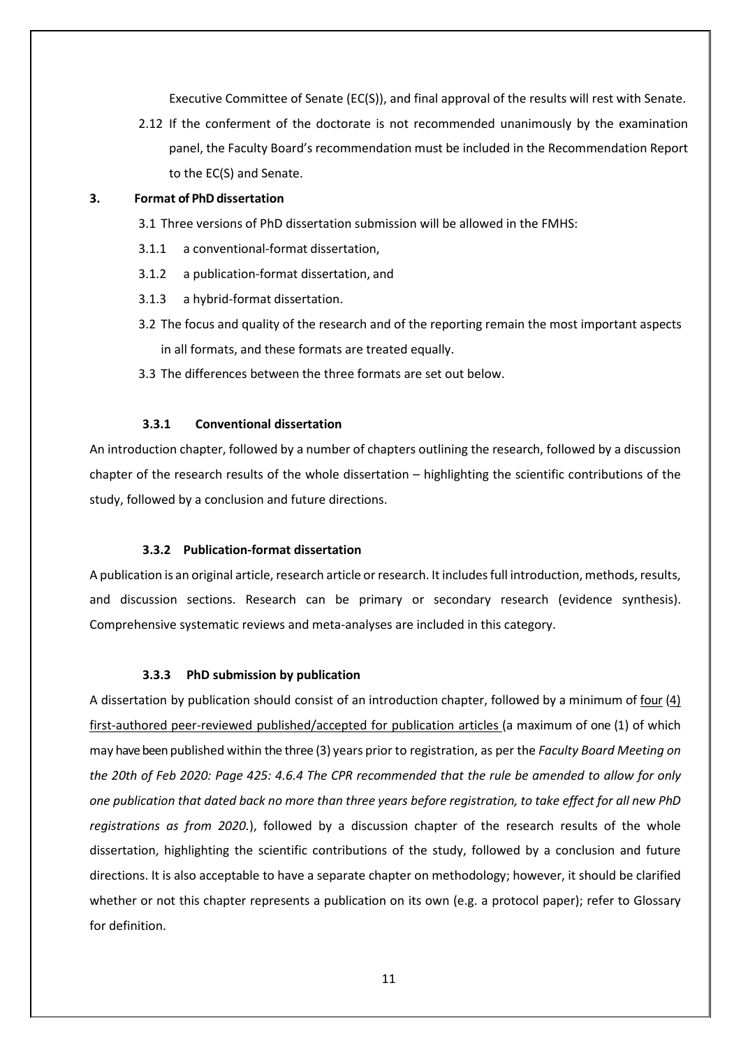Executive Committee of Senate (EC(S)), and final approval of the results will rest with Senate.

2.12 If the conferment of the doctorate is not recommended unanimously by the examination panel, the Faculty Board's recommendation must be included in the Recommendation Report to the EC(S) and Senate.

## 3. Format of PhD dissertation

3.1 Three versions of PhD dissertation submission will be allowed in the FMHS:

3.1.1 a conventional-format dissertation,

3.1.2 a publication-format dissertation, and

3.1.3 a hybrid-format dissertation.

3.2 The focus and quality of the research and of the reporting remain the most important aspects in all formats, and these formats are treated equally.

3.3 The differences between the three formats are set out below.

### 3.3.1 Conventional dissertation

An introduction chapter, followed by a number of chapters outlining the research, followed by a discussion chapter of the research results of the whole dissertation – highlighting the scientific contributions of the study, followed by a conclusion and future directions.

### 3.3.2 Publication-format dissertation

A publication is an original article, research article or research. It includes full introduction, methods, results, and discussion sections. Research can be primary or secondary research (evidence synthesis). Comprehensive systematic reviews and meta-analyses are included in this category.

### 3.3.3 PhD submission by publication

A dissertation by publication should consist of an introduction chapter, followed by a minimum of four (4) first-authored peer-reviewed published/accepted for publication articles (a maximum of one (1) of which may have been published within the three (3) years prior to registration, as per the *Faculty Board Meeting on the 20th of Feb 2020: Page 425: 4.6.4 The CPR recommended that the rule be amended to allow for only one publication that dated back no more than three years before registration, to take effect for all new PhD registrations as from 2020.*), followed by a discussion chapter of the research results of the whole dissertation, highlighting the scientific contributions of the study, followed by a conclusion and future directions. It is also acceptable to have a separate chapter on methodology; however, it should be clarified whether or not this chapter represents a publication on its own (e.g. a protocol paper); refer to Glossary for definition.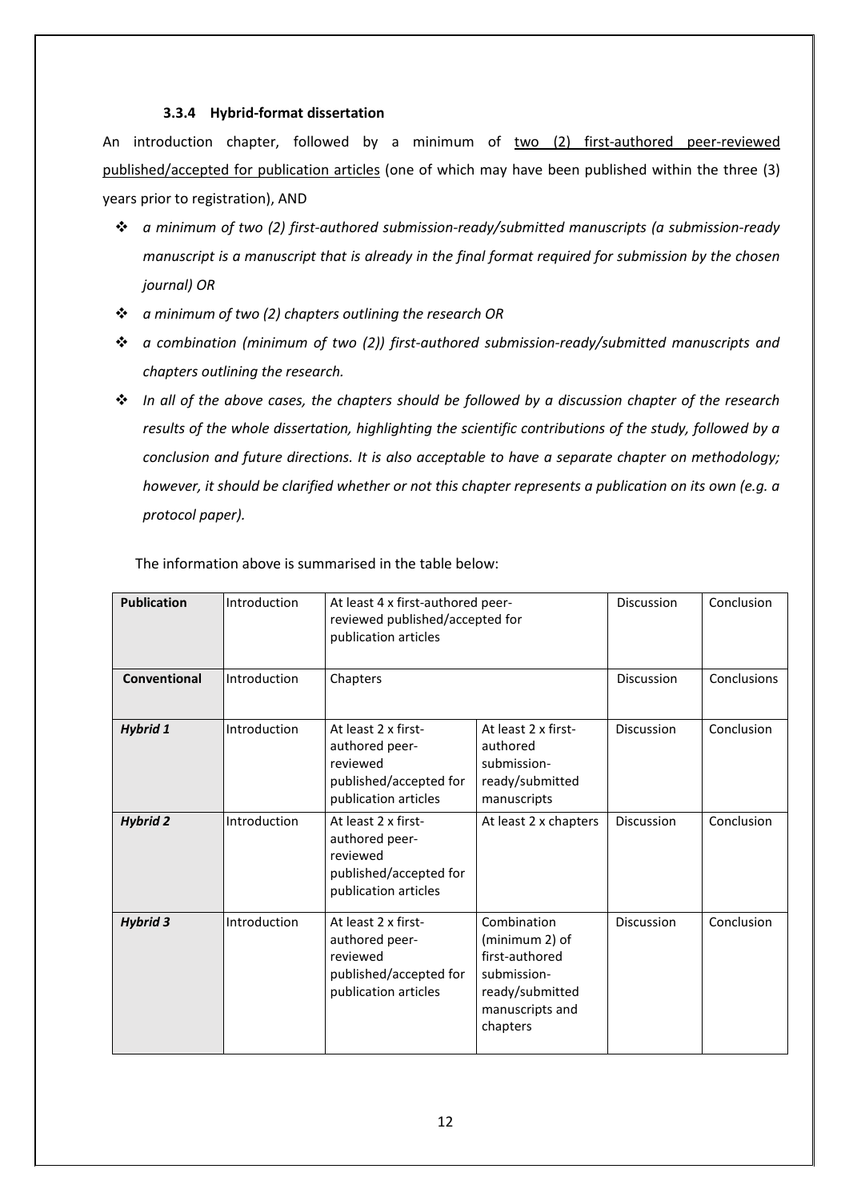#### 3.3.4 Hybrid-format dissertation

An introduction chapter, followed by a minimum of <u>two (2) first-authored peer-reviewed published/accepted for publication articles</u> (one of which may have been published within the three (3) years prior to registration), AND

- *a minimum of two (2) first-authored submission-ready/submitted manuscripts (a submission-ready manuscript is a manuscript that is already in the final format required for submission by the chosen journal) OR*
- *a minimum of two (2) chapters outlining the research OR*
- *a combination (minimum of two (2)) first-authored submission-ready/submitted manuscripts and chapters outlining the research.*
- *In all of the above cases, the chapters should be followed by a discussion chapter of the research results of the whole dissertation, highlighting the scientific contributions of the study, followed by a conclusion and future directions. It is also acceptable to have a separate chapter on methodology; however, it should be clarified whether or not this chapter represents a publication on its own (e.g. a protocol paper).*

The information above is summarised in the table below:

| | | | | | |
|---|---|---|---|---|---|
| **Publication** | Introduction | At least 4 x first-authored peer-reviewed published/accepted for publication articles | | Discussion | Conclusion |
| **Conventional** | Introduction | Chapters | | Discussion | Conclusions |
| ***Hybrid 1*** | Introduction | At least 2 x first-authored peer-reviewed published/accepted for publication articles | At least 2 x first-authored submission-ready/submitted manuscripts | Discussion | Conclusion |
| ***Hybrid 2*** | Introduction | At least 2 x first-authored peer-reviewed published/accepted for publication articles | At least 2 x chapters | Discussion | Conclusion |
| ***Hybrid 3*** | Introduction | At least 2 x first-authored peer-reviewed published/accepted for publication articles | Combination (minimum 2) of first-authored submission-ready/submitted manuscripts and chapters | Discussion | Conclusion |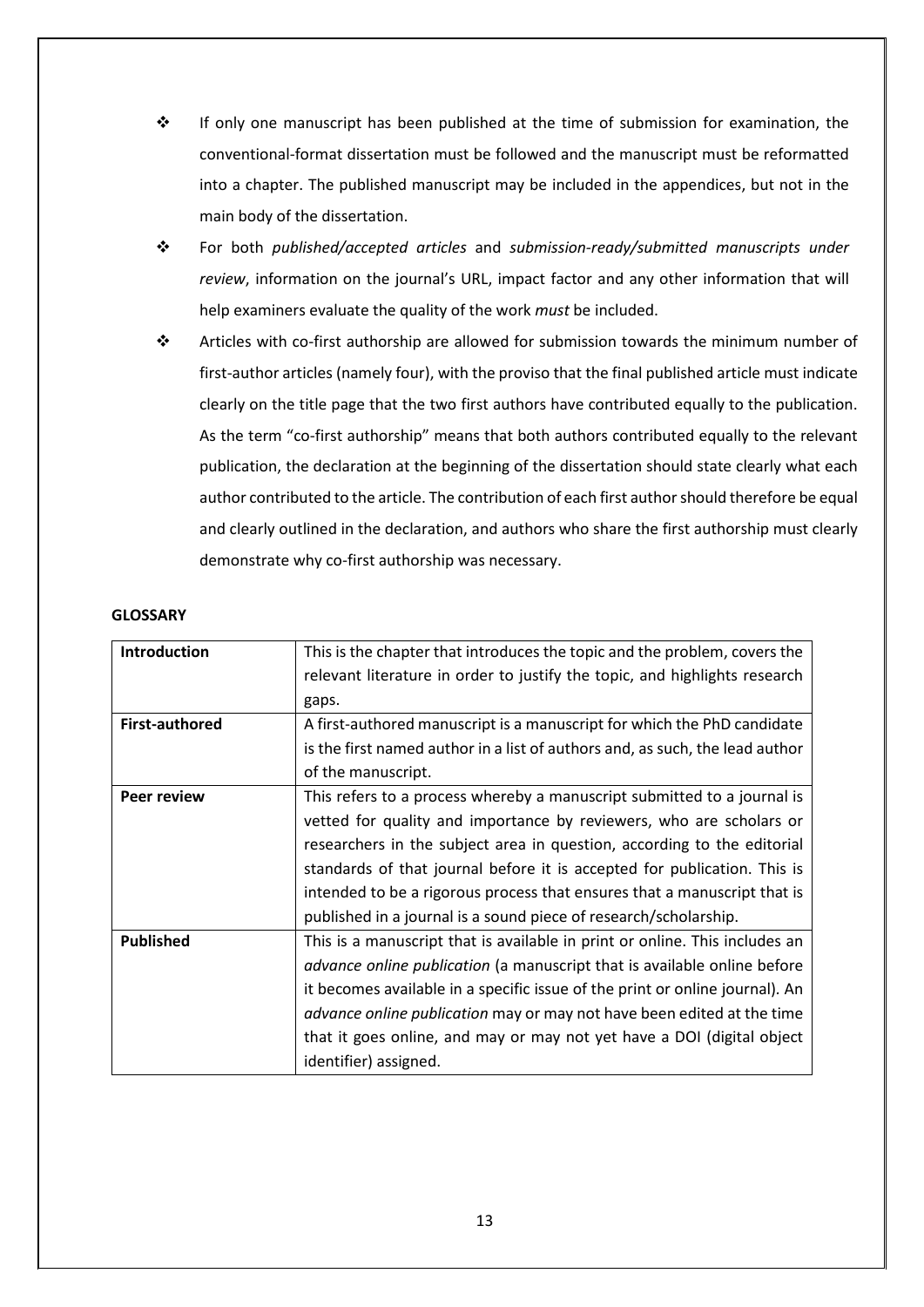- If only one manuscript has been published at the time of submission for examination, the conventional-format dissertation must be followed and the manuscript must be reformatted into a chapter. The published manuscript may be included in the appendices, but not in the main body of the dissertation.
- For both *published/accepted articles* and *submission-ready/submitted manuscripts under review*, information on the journal's URL, impact factor and any other information that will help examiners evaluate the quality of the work *must* be included.
- Articles with co-first authorship are allowed for submission towards the minimum number of first-author articles (namely four), with the proviso that the final published article must indicate clearly on the title page that the two first authors have contributed equally to the publication. As the term "co-first authorship" means that both authors contributed equally to the relevant publication, the declaration at the beginning of the dissertation should state clearly what each author contributed to the article. The contribution of each first author should therefore be equal and clearly outlined in the declaration, and authors who share the first authorship must clearly demonstrate why co-first authorship was necessary.

**GLOSSARY**

| | |
|---|---|
| **Introduction** | This is the chapter that introduces the topic and the problem, covers the relevant literature in order to justify the topic, and highlights research gaps. |
| **First-authored** | A first-authored manuscript is a manuscript for which the PhD candidate is the first named author in a list of authors and, as such, the lead author of the manuscript. |
| **Peer review** | This refers to a process whereby a manuscript submitted to a journal is vetted for quality and importance by reviewers, who are scholars or researchers in the subject area in question, according to the editorial standards of that journal before it is accepted for publication. This is intended to be a rigorous process that ensures that a manuscript that is published in a journal is a sound piece of research/scholarship. |
| **Published** | This is a manuscript that is available in print or online. This includes an *advance online publication* (a manuscript that is available online before it becomes available in a specific issue of the print or online journal). An *advance online publication* may or may not have been edited at the time that it goes online, and may or may not yet have a DOI (digital object identifier) assigned. |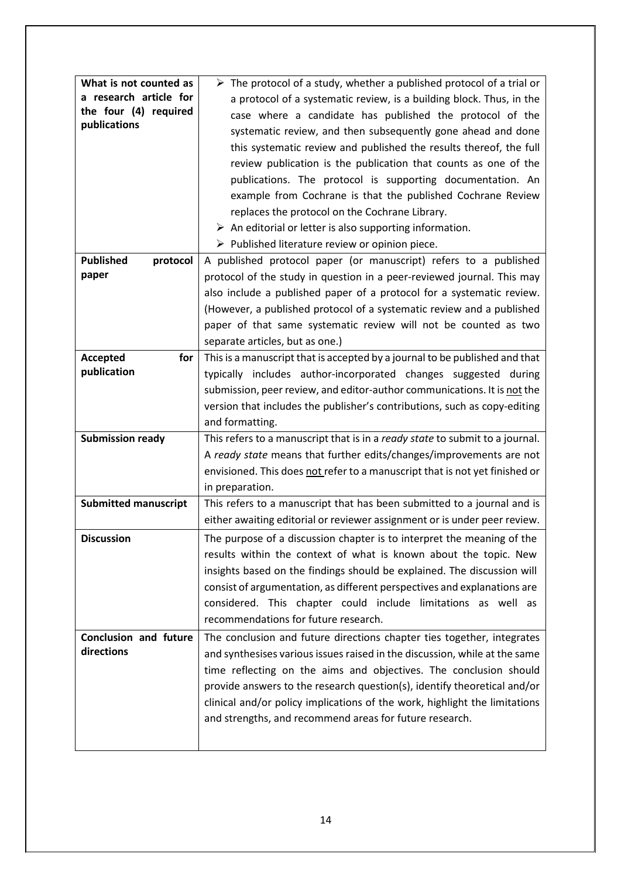| | |
|---|---|
| **What is not counted as a research article for the four (4) required publications** | ➢ The protocol of a study, whether a published protocol of a trial or a protocol of a systematic review, is a building block. Thus, in the case where a candidate has published the protocol of the systematic review, and then subsequently gone ahead and done this systematic review and published the results thereof, the full review publication is the publication that counts as one of the publications. The protocol is supporting documentation. An example from Cochrane is that the published Cochrane Review replaces the protocol on the Cochrane Library.<br>➢ An editorial or letter is also supporting information.<br>➢ Published literature review or opinion piece. |
| **Published protocol paper** | A published protocol paper (or manuscript) refers to a published protocol of the study in question in a peer-reviewed journal. This may also include a published paper of a protocol for a systematic review. (However, a published protocol of a systematic review and a published paper of that same systematic review will not be counted as two separate articles, but as one.) |
| **Accepted for publication** | This is a manuscript that is accepted by a journal to be published and that typically includes author-incorporated changes suggested during submission, peer review, and editor-author communications. It is <u>not</u> the version that includes the publisher's contributions, such as copy-editing and formatting. |
| **Submission ready** | This refers to a manuscript that is in a *ready state* to submit to a journal. A *ready state* means that further edits/changes/improvements are not envisioned. This does <u>not</u> refer to a manuscript that is not yet finished or in preparation. |
| **Submitted manuscript** | This refers to a manuscript that has been submitted to a journal and is either awaiting editorial or reviewer assignment or is under peer review. |
| **Discussion** | The purpose of a discussion chapter is to interpret the meaning of the results within the context of what is known about the topic. New insights based on the findings should be explained. The discussion will consist of argumentation, as different perspectives and explanations are considered. This chapter could include limitations as well as recommendations for future research. |
| **Conclusion and future directions** | The conclusion and future directions chapter ties together, integrates and synthesises various issues raised in the discussion, while at the same time reflecting on the aims and objectives. The conclusion should provide answers to the research question(s), identify theoretical and/or clinical and/or policy implications of the work, highlight the limitations and strengths, and recommend areas for future research. |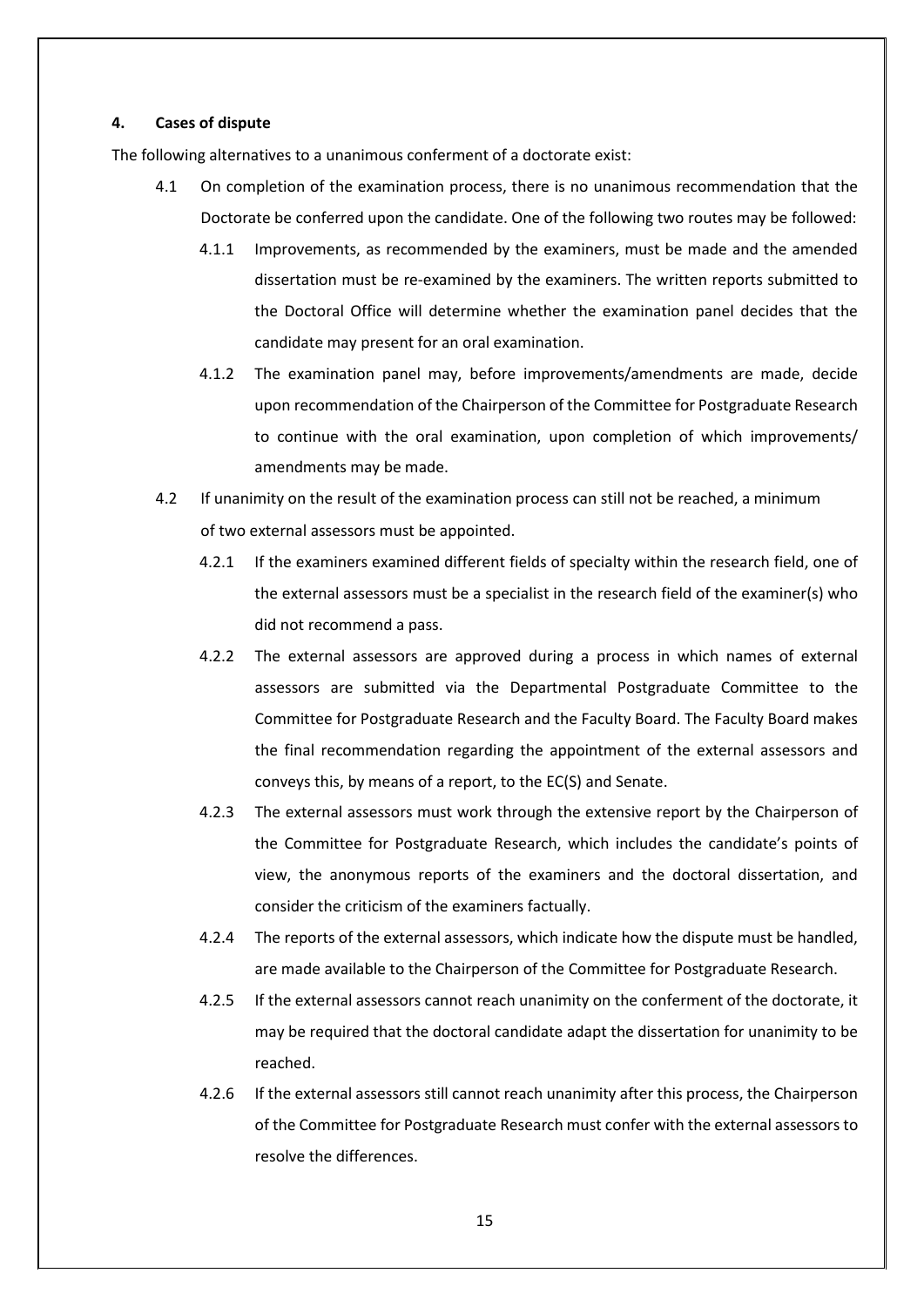#### 4. Cases of dispute

The following alternatives to a unanimous conferment of a doctorate exist:

- 4.1 On completion of the examination process, there is no unanimous recommendation that the Doctorate be conferred upon the candidate. One of the following two routes may be followed:
  - 4.1.1 Improvements, as recommended by the examiners, must be made and the amended dissertation must be re-examined by the examiners. The written reports submitted to the Doctoral Office will determine whether the examination panel decides that the candidate may present for an oral examination.
  - 4.1.2 The examination panel may, before improvements/amendments are made, decide upon recommendation of the Chairperson of the Committee for Postgraduate Research to continue with the oral examination, upon completion of which improvements/ amendments may be made.
- 4.2 If unanimity on the result of the examination process can still not be reached, a minimum of two external assessors must be appointed.
  - 4.2.1 If the examiners examined different fields of specialty within the research field, one of the external assessors must be a specialist in the research field of the examiner(s) who did not recommend a pass.
  - 4.2.2 The external assessors are approved during a process in which names of external assessors are submitted via the Departmental Postgraduate Committee to the Committee for Postgraduate Research and the Faculty Board. The Faculty Board makes the final recommendation regarding the appointment of the external assessors and conveys this, by means of a report, to the EC(S) and Senate.
  - 4.2.3 The external assessors must work through the extensive report by the Chairperson of the Committee for Postgraduate Research, which includes the candidate's points of view, the anonymous reports of the examiners and the doctoral dissertation, and consider the criticism of the examiners factually.
  - 4.2.4 The reports of the external assessors, which indicate how the dispute must be handled, are made available to the Chairperson of the Committee for Postgraduate Research.
  - 4.2.5 If the external assessors cannot reach unanimity on the conferment of the doctorate, it may be required that the doctoral candidate adapt the dissertation for unanimity to be reached.
  - 4.2.6 If the external assessors still cannot reach unanimity after this process, the Chairperson of the Committee for Postgraduate Research must confer with the external assessors to resolve the differences.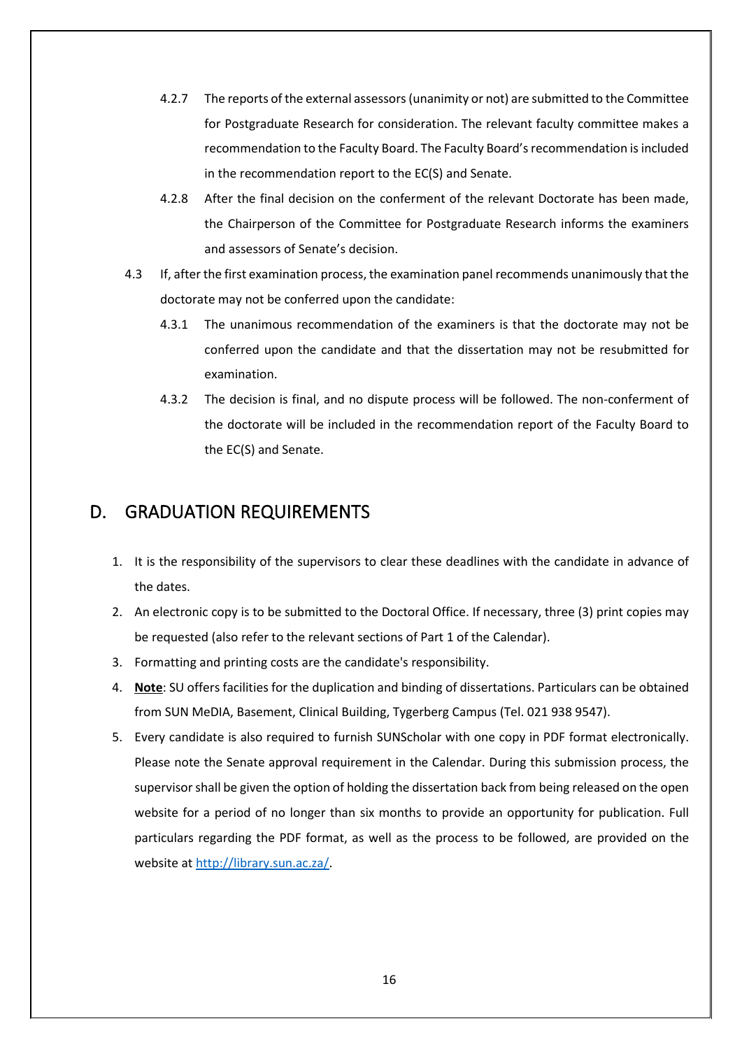4.2.7 The reports of the external assessors (unanimity or not) are submitted to the Committee for Postgraduate Research for consideration. The relevant faculty committee makes a recommendation to the Faculty Board. The Faculty Board's recommendation is included in the recommendation report to the EC(S) and Senate.

4.2.8 After the final decision on the conferment of the relevant Doctorate has been made, the Chairperson of the Committee for Postgraduate Research informs the examiners and assessors of Senate's decision.

4.3 If, after the first examination process, the examination panel recommends unanimously that the doctorate may not be conferred upon the candidate:

4.3.1 The unanimous recommendation of the examiners is that the doctorate may not be conferred upon the candidate and that the dissertation may not be resubmitted for examination.

4.3.2 The decision is final, and no dispute process will be followed. The non-conferment of the doctorate will be included in the recommendation report of the Faculty Board to the EC(S) and Senate.

## D. GRADUATION REQUIREMENTS

1. It is the responsibility of the supervisors to clear these deadlines with the candidate in advance of the dates.
2. An electronic copy is to be submitted to the Doctoral Office. If necessary, three (3) print copies may be requested (also refer to the relevant sections of Part 1 of the Calendar).
3. Formatting and printing costs are the candidate's responsibility.
4. **Note**: SU offers facilities for the duplication and binding of dissertations. Particulars can be obtained from SUN MeDIA, Basement, Clinical Building, Tygerberg Campus (Tel. 021 938 9547).
5. Every candidate is also required to furnish SUNScholar with one copy in PDF format electronically. Please note the Senate approval requirement in the Calendar. During this submission process, the supervisor shall be given the option of holding the dissertation back from being released on the open website for a period of no longer than six months to provide an opportunity for publication. Full particulars regarding the PDF format, as well as the process to be followed, are provided on the website at http://library.sun.ac.za/.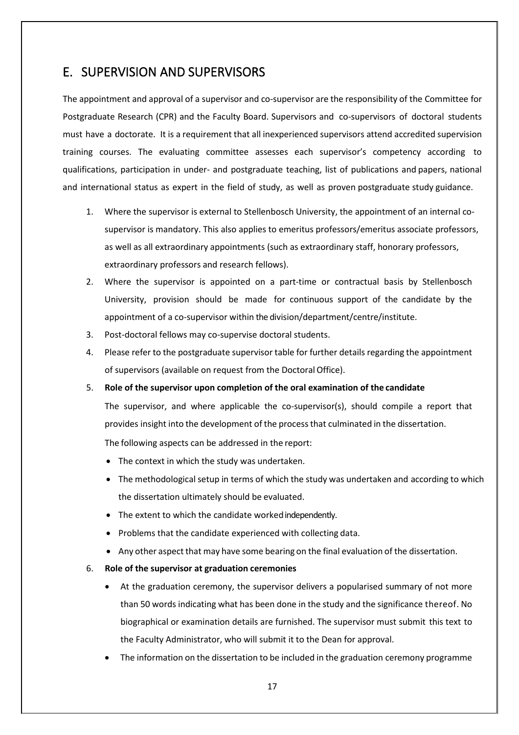## E. SUPERVISION AND SUPERVISORS

The appointment and approval of a supervisor and co-supervisor are the responsibility of the Committee for Postgraduate Research (CPR) and the Faculty Board. Supervisors and co-supervisors of doctoral students must have a doctorate. It is a requirement that all inexperienced supervisors attend accredited supervision training courses. The evaluating committee assesses each supervisor's competency according to qualifications, participation in under- and postgraduate teaching, list of publications and papers, national and international status as expert in the field of study, as well as proven postgraduate study guidance.

1. Where the supervisor is external to Stellenbosch University, the appointment of an internal co-supervisor is mandatory. This also applies to emeritus professors/emeritus associate professors, as well as all extraordinary appointments (such as extraordinary staff, honorary professors, extraordinary professors and research fellows).
2. Where the supervisor is appointed on a part-time or contractual basis by Stellenbosch University, provision should be made for continuous support of the candidate by the appointment of a co-supervisor within the division/department/centre/institute.
3. Post-doctoral fellows may co-supervise doctoral students.
4. Please refer to the postgraduate supervisor table for further details regarding the appointment of supervisors (available on request from the Doctoral Office).
5. **Role of the supervisor upon completion of the oral examination of the candidate**

   The supervisor, and where applicable the co-supervisor(s), should compile a report that provides insight into the development of the process that culminated in the dissertation.

   The following aspects can be addressed in the report:

   - The context in which the study was undertaken.
   - The methodological setup in terms of which the study was undertaken and according to which the dissertation ultimately should be evaluated.
   - The extent to which the candidate worked independently.
   - Problems that the candidate experienced with collecting data.
   - Any other aspect that may have some bearing on the final evaluation of the dissertation.
6. **Role of the supervisor at graduation ceremonies**
   - At the graduation ceremony, the supervisor delivers a popularised summary of not more than 50 words indicating what has been done in the study and the significance thereof. No biographical or examination details are furnished. The supervisor must submit this text to the Faculty Administrator, who will submit it to the Dean for approval.
   - The information on the dissertation to be included in the graduation ceremony programme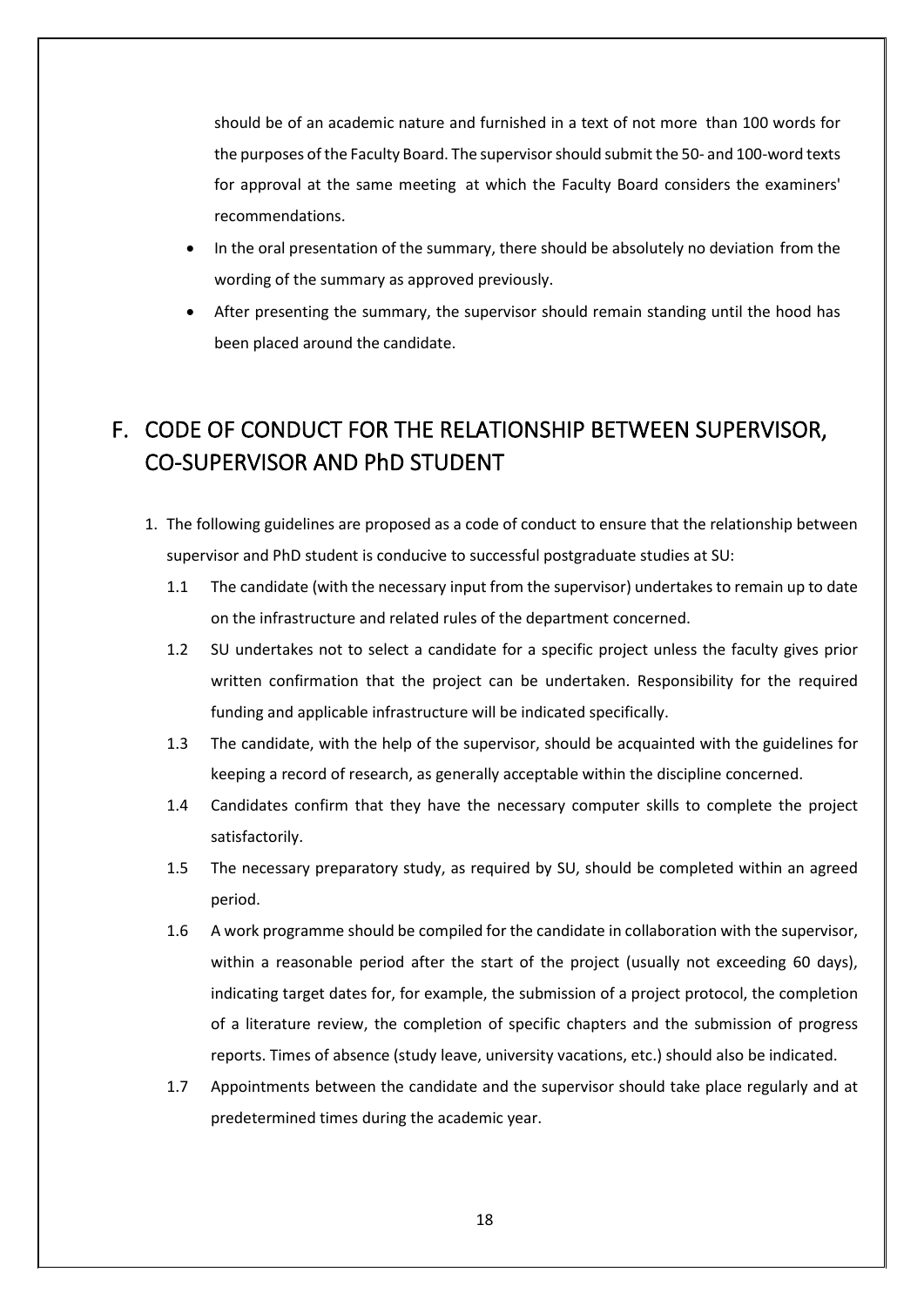should be of an academic nature and furnished in a text of not more than 100 words for the purposes of the Faculty Board. The supervisor should submit the 50- and 100-word texts for approval at the same meeting at which the Faculty Board considers the examiners' recommendations.

- In the oral presentation of the summary, there should be absolutely no deviation from the wording of the summary as approved previously.
- After presenting the summary, the supervisor should remain standing until the hood has been placed around the candidate.

# F. CODE OF CONDUCT FOR THE RELATIONSHIP BETWEEN SUPERVISOR, CO-SUPERVISOR AND PhD STUDENT

1. The following guidelines are proposed as a code of conduct to ensure that the relationship between supervisor and PhD student is conducive to successful postgraduate studies at SU:

   1.1 The candidate (with the necessary input from the supervisor) undertakes to remain up to date on the infrastructure and related rules of the department concerned.

   1.2 SU undertakes not to select a candidate for a specific project unless the faculty gives prior written confirmation that the project can be undertaken. Responsibility for the required funding and applicable infrastructure will be indicated specifically.

   1.3 The candidate, with the help of the supervisor, should be acquainted with the guidelines for keeping a record of research, as generally acceptable within the discipline concerned.

   1.4 Candidates confirm that they have the necessary computer skills to complete the project satisfactorily.

   1.5 The necessary preparatory study, as required by SU, should be completed within an agreed period.

   1.6 A work programme should be compiled for the candidate in collaboration with the supervisor, within a reasonable period after the start of the project (usually not exceeding 60 days), indicating target dates for, for example, the submission of a project protocol, the completion of a literature review, the completion of specific chapters and the submission of progress reports. Times of absence (study leave, university vacations, etc.) should also be indicated.

   1.7 Appointments between the candidate and the supervisor should take place regularly and at predetermined times during the academic year.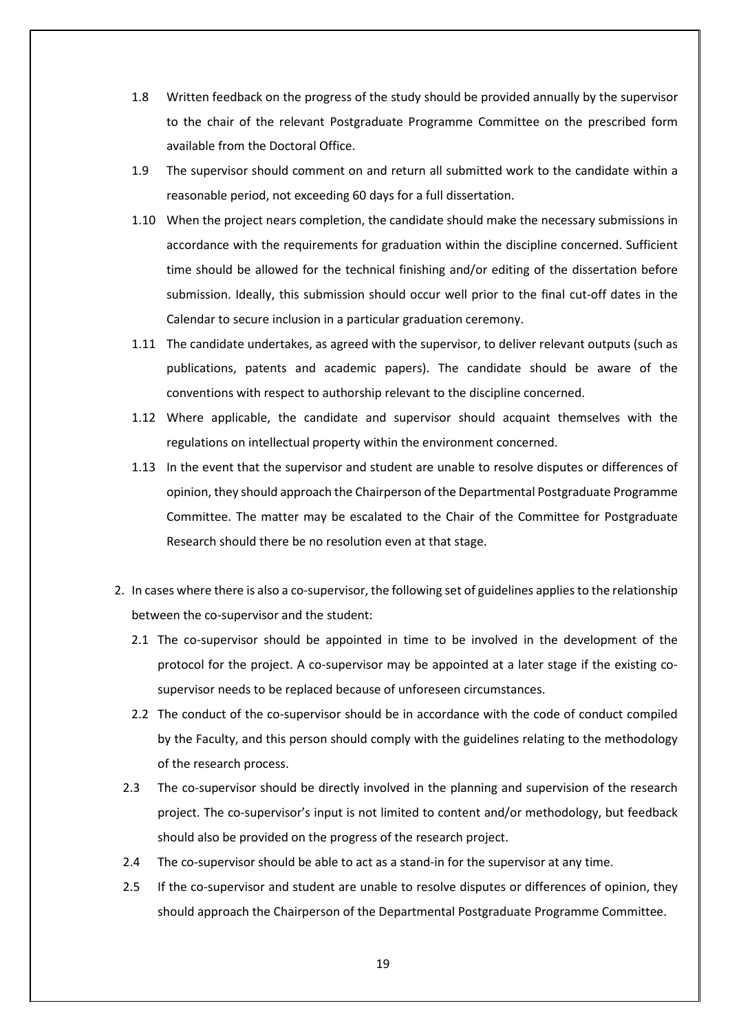1.8 Written feedback on the progress of the study should be provided annually by the supervisor to the chair of the relevant Postgraduate Programme Committee on the prescribed form available from the Doctoral Office.

1.9 The supervisor should comment on and return all submitted work to the candidate within a reasonable period, not exceeding 60 days for a full dissertation.

1.10 When the project nears completion, the candidate should make the necessary submissions in accordance with the requirements for graduation within the discipline concerned. Sufficient time should be allowed for the technical finishing and/or editing of the dissertation before submission. Ideally, this submission should occur well prior to the final cut-off dates in the Calendar to secure inclusion in a particular graduation ceremony.

1.11 The candidate undertakes, as agreed with the supervisor, to deliver relevant outputs (such as publications, patents and academic papers). The candidate should be aware of the conventions with respect to authorship relevant to the discipline concerned.

1.12 Where applicable, the candidate and supervisor should acquaint themselves with the regulations on intellectual property within the environment concerned.

1.13 In the event that the supervisor and student are unable to resolve disputes or differences of opinion, they should approach the Chairperson of the Departmental Postgraduate Programme Committee. The matter may be escalated to the Chair of the Committee for Postgraduate Research should there be no resolution even at that stage.

2. In cases where there is also a co-supervisor, the following set of guidelines applies to the relationship between the co-supervisor and the student:

2.1 The co-supervisor should be appointed in time to be involved in the development of the protocol for the project. A co-supervisor may be appointed at a later stage if the existing co-supervisor needs to be replaced because of unforeseen circumstances.

2.2 The conduct of the co-supervisor should be in accordance with the code of conduct compiled by the Faculty, and this person should comply with the guidelines relating to the methodology of the research process.

2.3 The co-supervisor should be directly involved in the planning and supervision of the research project. The co-supervisor's input is not limited to content and/or methodology, but feedback should also be provided on the progress of the research project.

2.4 The co-supervisor should be able to act as a stand-in for the supervisor at any time.

2.5 If the co-supervisor and student are unable to resolve disputes or differences of opinion, they should approach the Chairperson of the Departmental Postgraduate Programme Committee.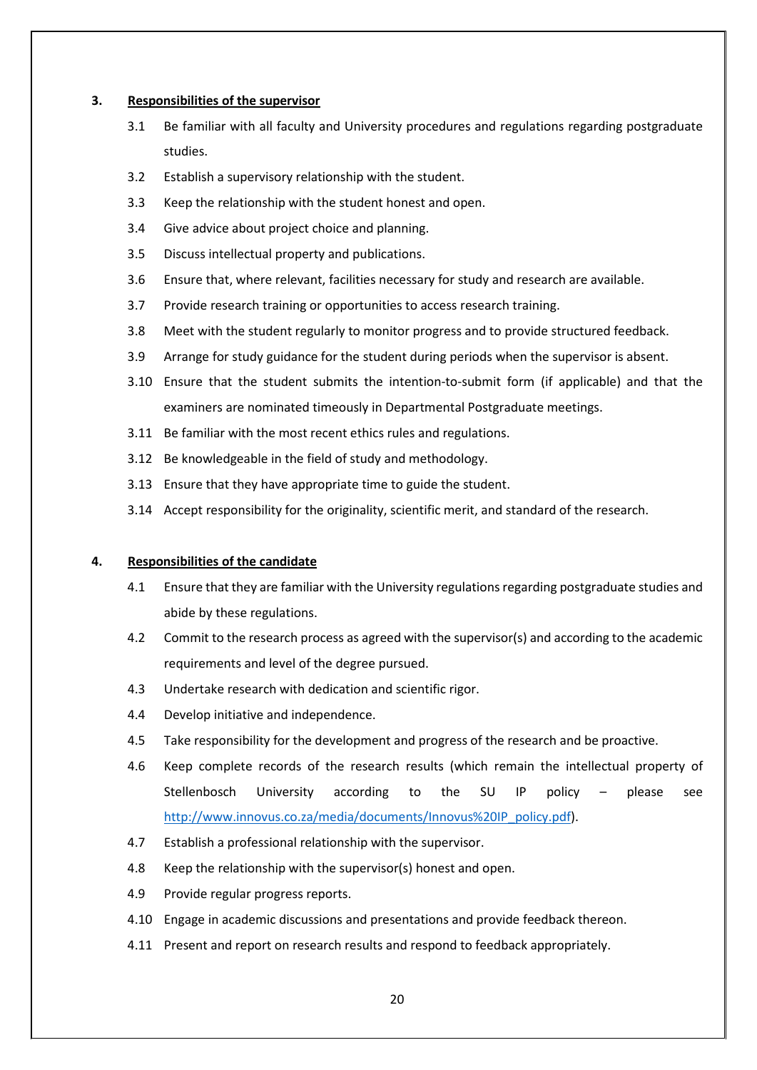## 3. Responsibilities of the supervisor

3.1 Be familiar with all faculty and University procedures and regulations regarding postgraduate studies.

3.2 Establish a supervisory relationship with the student.

3.3 Keep the relationship with the student honest and open.

3.4 Give advice about project choice and planning.

3.5 Discuss intellectual property and publications.

3.6 Ensure that, where relevant, facilities necessary for study and research are available.

3.7 Provide research training or opportunities to access research training.

3.8 Meet with the student regularly to monitor progress and to provide structured feedback.

3.9 Arrange for study guidance for the student during periods when the supervisor is absent.

3.10 Ensure that the student submits the intention-to-submit form (if applicable) and that the examiners are nominated timeously in Departmental Postgraduate meetings.

3.11 Be familiar with the most recent ethics rules and regulations.

3.12 Be knowledgeable in the field of study and methodology.

3.13 Ensure that they have appropriate time to guide the student.

3.14 Accept responsibility for the originality, scientific merit, and standard of the research.

## 4. Responsibilities of the candidate

4.1 Ensure that they are familiar with the University regulations regarding postgraduate studies and abide by these regulations.

4.2 Commit to the research process as agreed with the supervisor(s) and according to the academic requirements and level of the degree pursued.

4.3 Undertake research with dedication and scientific rigor.

4.4 Develop initiative and independence.

4.5 Take responsibility for the development and progress of the research and be proactive.

4.6 Keep complete records of the research results (which remain the intellectual property of Stellenbosch University according to the SU IP policy – please see http://www.innovus.co.za/media/documents/Innovus%20IP_policy.pdf).

4.7 Establish a professional relationship with the supervisor.

4.8 Keep the relationship with the supervisor(s) honest and open.

4.9 Provide regular progress reports.

4.10 Engage in academic discussions and presentations and provide feedback thereon.

4.11 Present and report on research results and respond to feedback appropriately.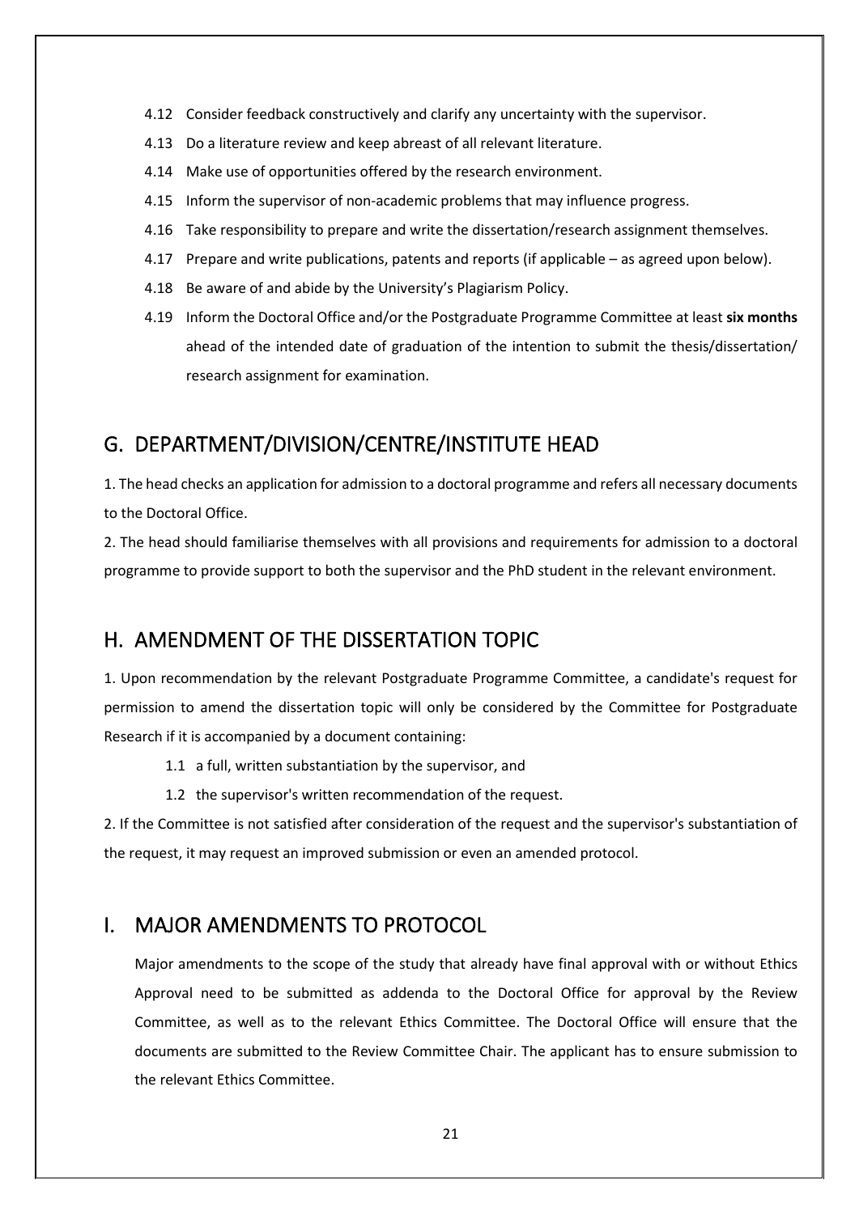4.12 Consider feedback constructively and clarify any uncertainty with the supervisor.

4.13 Do a literature review and keep abreast of all relevant literature.

4.14 Make use of opportunities offered by the research environment.

4.15 Inform the supervisor of non-academic problems that may influence progress.

4.16 Take responsibility to prepare and write the dissertation/research assignment themselves.

4.17 Prepare and write publications, patents and reports (if applicable – as agreed upon below).

4.18 Be aware of and abide by the University's Plagiarism Policy.

4.19 Inform the Doctoral Office and/or the Postgraduate Programme Committee at least **six months** ahead of the intended date of graduation of the intention to submit the thesis/dissertation/ research assignment for examination.

## G. DEPARTMENT/DIVISION/CENTRE/INSTITUTE HEAD

1. The head checks an application for admission to a doctoral programme and refers all necessary documents to the Doctoral Office.

2. The head should familiarise themselves with all provisions and requirements for admission to a doctoral programme to provide support to both the supervisor and the PhD student in the relevant environment.

## H. AMENDMENT OF THE DISSERTATION TOPIC

1. Upon recommendation by the relevant Postgraduate Programme Committee, a candidate's request for permission to amend the dissertation topic will only be considered by the Committee for Postgraduate Research if it is accompanied by a document containing:

   1.1 a full, written substantiation by the supervisor, and

   1.2 the supervisor's written recommendation of the request.

2. If the Committee is not satisfied after consideration of the request and the supervisor's substantiation of the request, it may request an improved submission or even an amended protocol.

## I. MAJOR AMENDMENTS TO PROTOCOL

Major amendments to the scope of the study that already have final approval with or without Ethics Approval need to be submitted as addenda to the Doctoral Office for approval by the Review Committee, as well as to the relevant Ethics Committee. The Doctoral Office will ensure that the documents are submitted to the Review Committee Chair. The applicant has to ensure submission to the relevant Ethics Committee.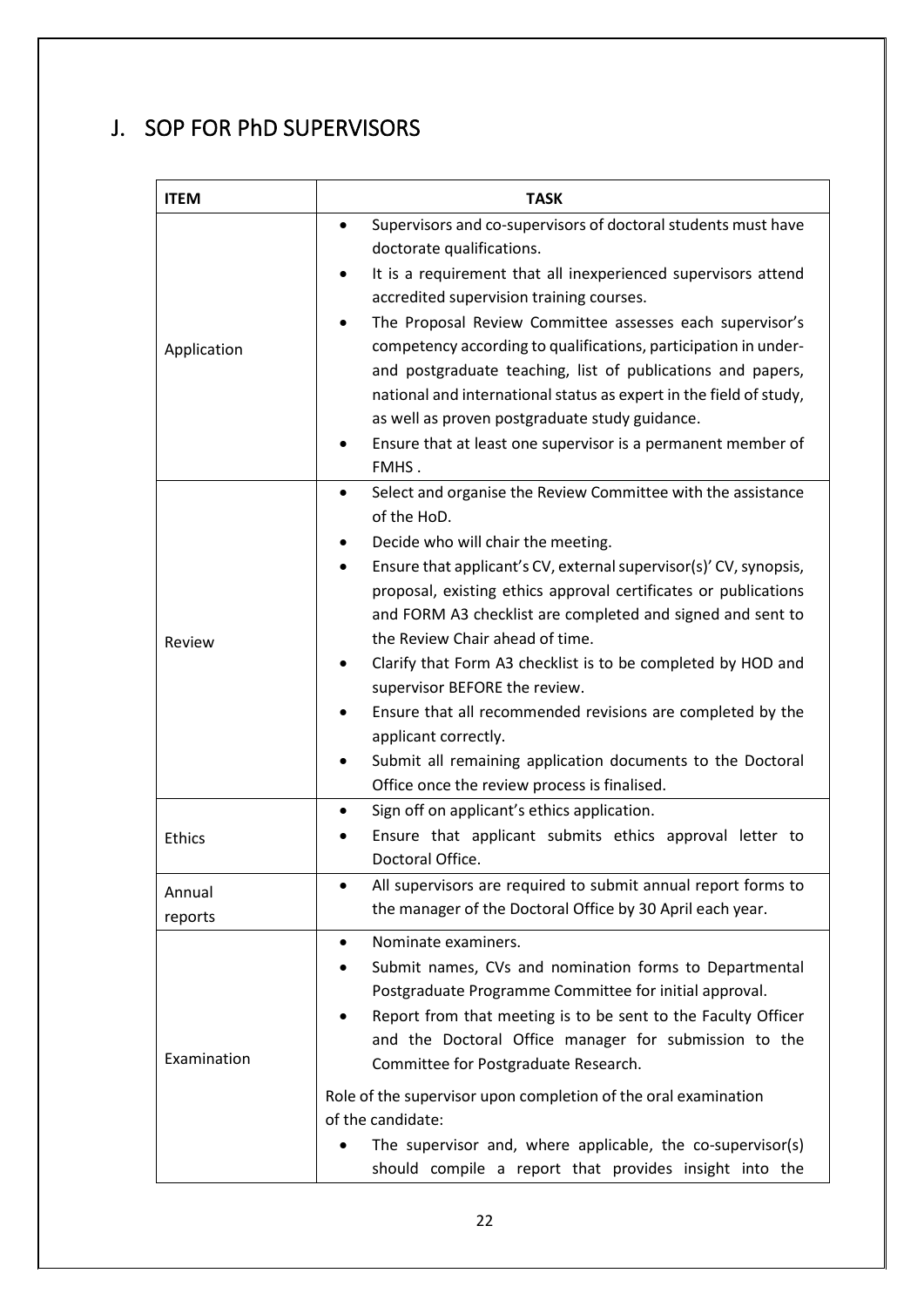## J. SOP FOR PhD SUPERVISORS

| ITEM | TASK |
|---|---|
| Application | • Supervisors and co-supervisors of doctoral students must have doctorate qualifications.<br>• It is a requirement that all inexperienced supervisors attend accredited supervision training courses.<br>• The Proposal Review Committee assesses each supervisor's competency according to qualifications, participation in under- and postgraduate teaching, list of publications and papers, national and international status as expert in the field of study, as well as proven postgraduate study guidance.<br>• Ensure that at least one supervisor is a permanent member of FMHS . |
| Review | • Select and organise the Review Committee with the assistance of the HoD.<br>• Decide who will chair the meeting.<br>• Ensure that applicant's CV, external supervisor(s)' CV, synopsis, proposal, existing ethics approval certificates or publications and FORM A3 checklist are completed and signed and sent to the Review Chair ahead of time.<br>• Clarify that Form A3 checklist is to be completed by HOD and supervisor BEFORE the review.<br>• Ensure that all recommended revisions are completed by the applicant correctly.<br>• Submit all remaining application documents to the Doctoral Office once the review process is finalised. |
| Ethics | • Sign off on applicant's ethics application.<br>• Ensure that applicant submits ethics approval letter to Doctoral Office. |
| Annual reports | • All supervisors are required to submit annual report forms to the manager of the Doctoral Office by 30 April each year. |
| Examination | • Nominate examiners.<br>• Submit names, CVs and nomination forms to Departmental Postgraduate Programme Committee for initial approval.<br>• Report from that meeting is to be sent to the Faculty Officer and the Doctoral Office manager for submission to the Committee for Postgraduate Research.<br><br>Role of the supervisor upon completion of the oral examination of the candidate:<br>• The supervisor and, where applicable, the co-supervisor(s) should compile a report that provides insight into the |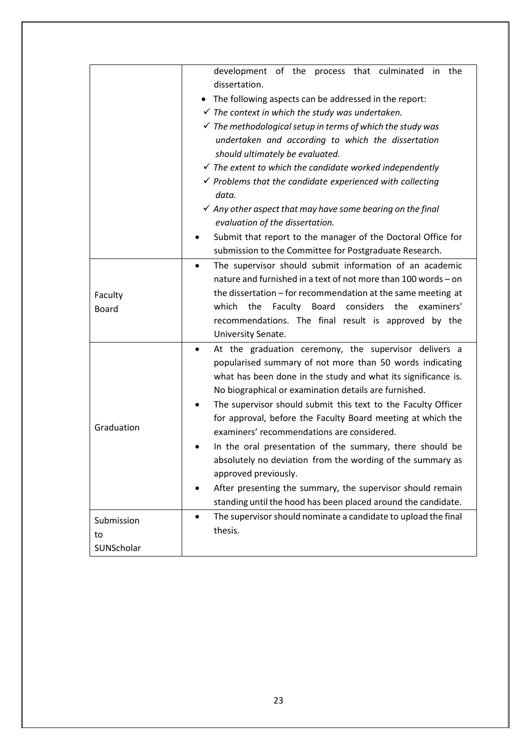| | |
|---|---|
| | development of the process that culminated in the dissertation.<br>• The following aspects can be addressed in the report:<br>✓ *The context in which the study was undertaken.*<br>✓ *The methodological setup in terms of which the study was undertaken and according to which the dissertation should ultimately be evaluated.*<br>✓ *The extent to which the candidate worked independently*<br>✓ *Problems that the candidate experienced with collecting data.*<br>✓ *Any other aspect that may have some bearing on the final evaluation of the dissertation.*<br>• Submit that report to the manager of the Doctoral Office for submission to the Committee for Postgraduate Research. |
| Faculty Board | • The supervisor should submit information of an academic nature and furnished in a text of not more than 100 words – on the dissertation – for recommendation at the same meeting at which the Faculty Board considers the examiners' recommendations. The final result is approved by the University Senate. |
| Graduation | • At the graduation ceremony, the supervisor delivers a popularised summary of not more than 50 words indicating what has been done in the study and what its significance is. No biographical or examination details are furnished.<br>• The supervisor should submit this text to the Faculty Officer for approval, before the Faculty Board meeting at which the examiners' recommendations are considered.<br>• In the oral presentation of the summary, there should be absolutely no deviation from the wording of the summary as approved previously.<br>• After presenting the summary, the supervisor should remain standing until the hood has been placed around the candidate. |
| Submission to SUNScholar | • The supervisor should nominate a candidate to upload the final thesis. |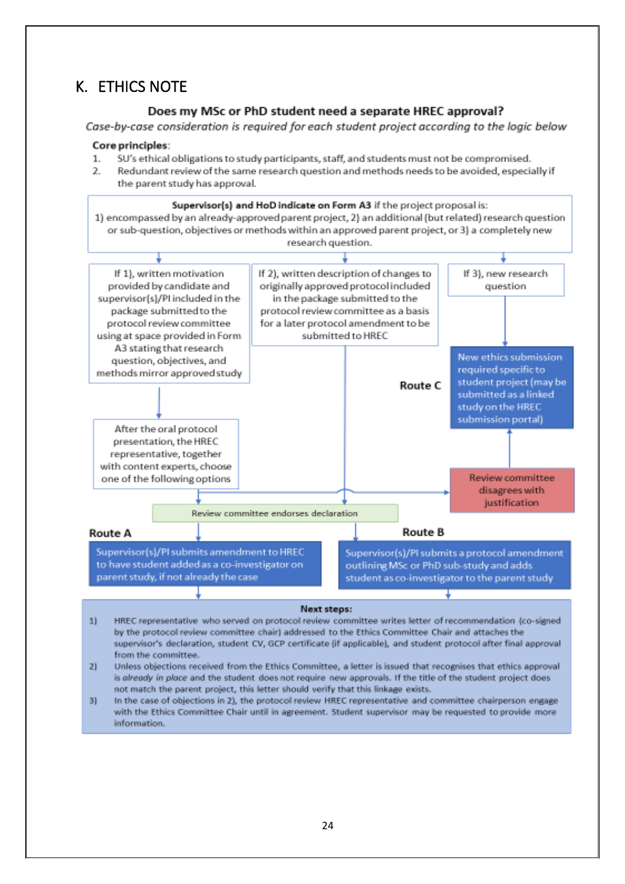## K. ETHICS NOTE

**Does my MSc or PhD student need a separate HREC approval?**

*Case-by-case consideration is required for each student project according to the logic below*

**Core principles**:

1. SU's ethical obligations to study participants, staff, and students must not be compromised.
2. Redundant review of the same research question and methods needs to be avoided, especially if the parent study has approval.

**Supervisor(s) and HoD indicate on Form A3** if the project proposal is: 1) encompassed by an already-approved parent project, 2) an additional (but related) research question or sub-question, objectives or methods within an approved parent project, or 3) a completely new research question.

If 1), written motivation provided by candidate and supervisor(s)/PI included in the package submitted to the protocol review committee using at space provided in Form A3 stating that research question, objectives, and methods mirror approved study

If 2), written description of changes to originally approved protocol included in the package submitted to the protocol review committee as a basis for a later protocol amendment to be submitted to HREC

If 3), new research question

After the oral protocol presentation, the HREC representative, together with content experts, choose one of the following options

Review committee endorses declaration

Review committee disagrees with justification

**Route C**

New ethics submission required specific to student project (may be submitted as a linked study on the HREC submission portal)

**Route A**

Supervisor(s)/PI submits amendment to HREC to have student added as a co-investigator on parent study, if not already the case

**Route B**

Supervisor(s)/PI submits a protocol amendment outlining MSc or PhD sub-study and adds student as co-investigator to the parent study

**Next steps:**

1) HREC representative who served on protocol review committee writes letter of recommendation (co-signed by the protocol review committee chair) addressed to the Ethics Committee Chair and attaches the supervisor's declaration, student CV, GCP certificate (if applicable), and student protocol after final approval from the committee.
2) Unless objections received from the Ethics Committee, a letter is issued that recognises that ethics approval is *already in place* and the student does not require new approvals. If the title of the student project does not match the parent project, this letter should verify that this linkage exists.
3) In the case of objections in 2), the protocol review HREC representative and committee chairperson engage with the Ethics Committee Chair until in agreement. Student supervisor may be requested to provide more information.